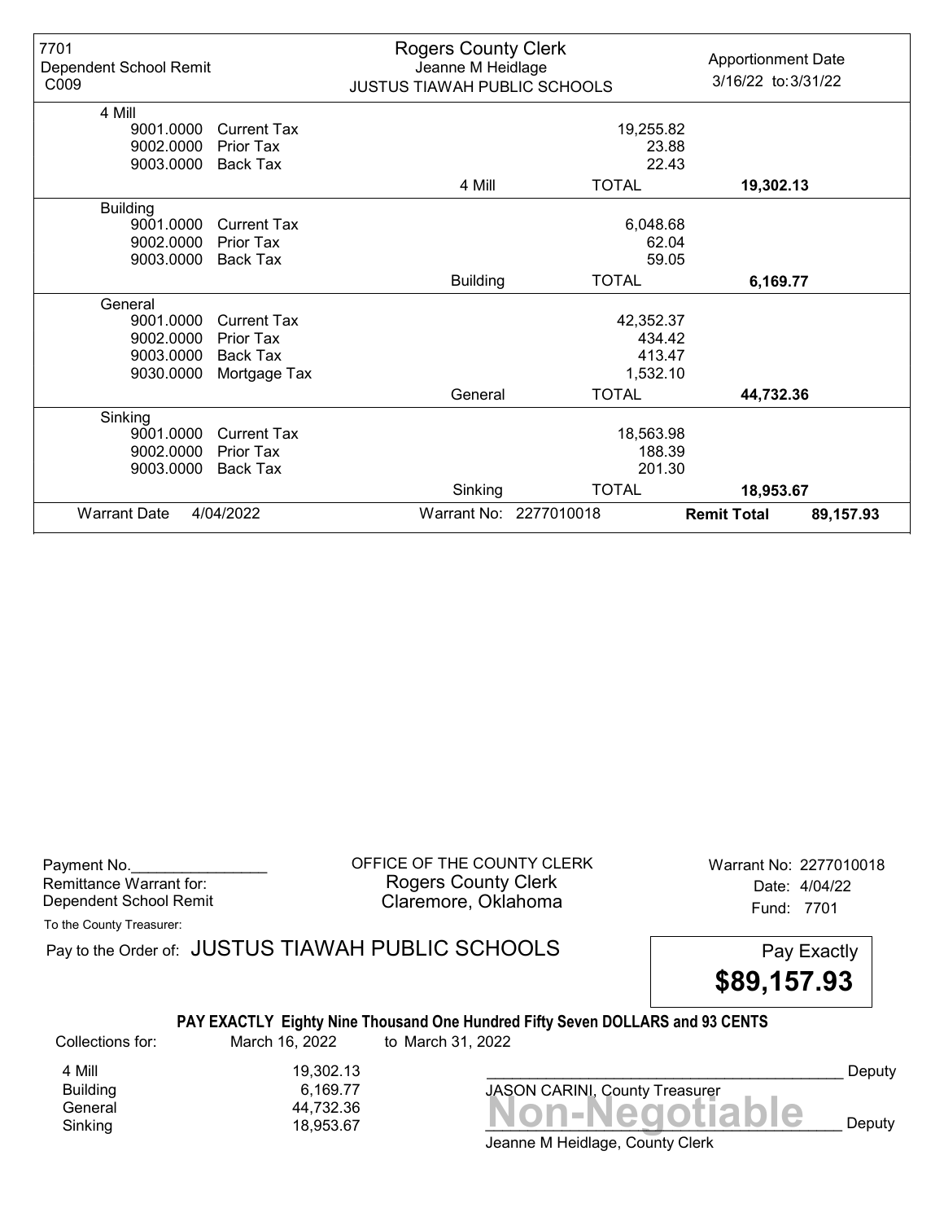| 7701 Dependent School Remit C009 | Rogers County Clerk Jeanne M Heidlage JUSTUS TIAWAH PUBLIC SCHOOLS | | Apportionment Date 3/16/22 to: 3/31/22 |
|---|---|---|---|
| **4 Mill** | | | |
| 9001.0000 Current Tax | | 19,255.82 | |
| 9002.0000 Prior Tax | | 23.88 | |
| 9003.0000 Back Tax | | 22.43 | |
| | 4 Mill | TOTAL | **19,302.13** |
| **Building** | | | |
| 9001.0000 Current Tax | | 6,048.68 | |
| 9002.0000 Prior Tax | | 62.04 | |
| 9003.0000 Back Tax | | 59.05 | |
| | Building | TOTAL | **6,169.77** |
| **General** | | | |
| 9001.0000 Current Tax | | 42,352.37 | |
| 9002.0000 Prior Tax | | 434.42 | |
| 9003.0000 Back Tax | | 413.47 | |
| 9030.0000 Mortgage Tax | | 1,532.10 | |
| | General | TOTAL | **44,732.36** |
| **Sinking** | | | |
| 9001.0000 Current Tax | | 18,563.98 | |
| 9002.0000 Prior Tax | | 188.39 | |
| 9003.0000 Back Tax | | 201.30 | |
| | Sinking | TOTAL | **18,953.67** |
| Warrant Date 4/04/2022 | Warrant No: 2277010018 | **Remit Total** | **89,157.93** |

Payment No.________________
Remittance Warrant for:
Dependent School Remit

OFFICE OF THE COUNTY CLERK
Rogers County Clerk
Claremore, Oklahoma

Warrant No: 2277010018
Date: 4/04/22
Fund: 7701

To the County Treasurer:

Pay to the Order of: JUSTUS TIAWAH PUBLIC SCHOOLS

Pay Exactly **$89,157.93**

**PAY EXACTLY Eighty Nine Thousand One Hundred Fifty Seven DOLLARS and 93 CENTS**

Collections for: March 16, 2022 to March 31, 2022

| | |
|---|---|
| 4 Mill | 19,302.13 |
| Building | 6,169.77 |
| General | 44,732.36 |
| Sinking | 18,953.67 |

_____________________________________ Deputy
JASON CARINI, County Treasurer

**Non-Negotiable**

_____________________________________ Deputy
Jeanne M Heidlage, County Clerk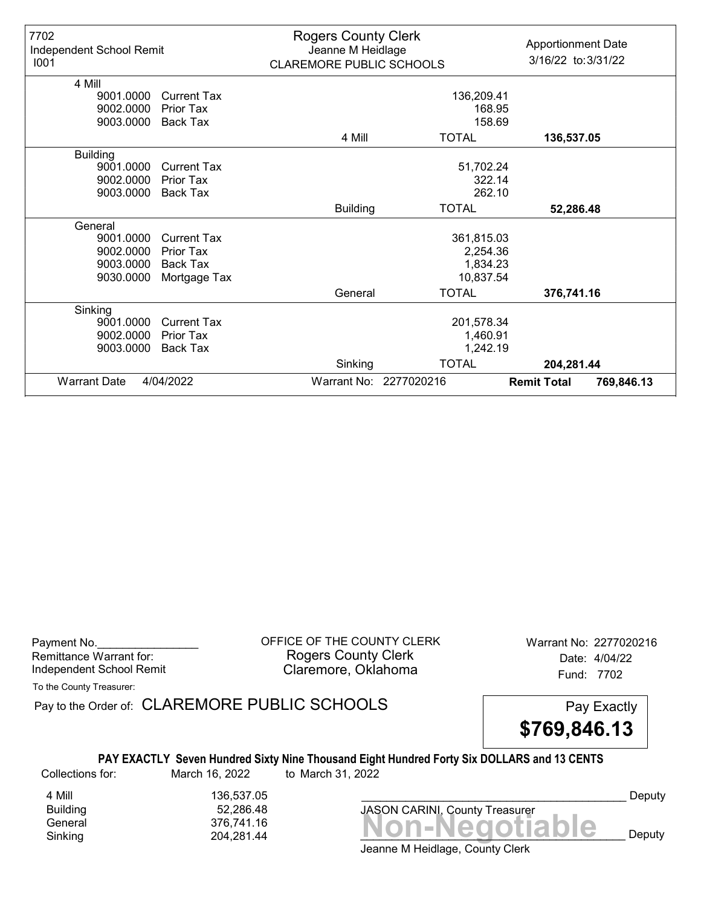| 7702 Independent School Remit I001 | Rogers County Clerk Jeanne M Heidlage CLAREMORE PUBLIC SCHOOLS | | Apportionment Date 3/16/22 to: 3/31/22 |
|---|---|---|---|
| **4 Mill** | | | |
| 9001.0000 Current Tax | | 136,209.41 | |
| 9002.0000 Prior Tax | | 168.95 | |
| 9003.0000 Back Tax | | 158.69 | |
| | 4 Mill | TOTAL | **136,537.05** |
| **Building** | | | |
| 9001.0000 Current Tax | | 51,702.24 | |
| 9002.0000 Prior Tax | | 322.14 | |
| 9003.0000 Back Tax | | 262.10 | |
| | Building | TOTAL | **52,286.48** |
| **General** | | | |
| 9001.0000 Current Tax | | 361,815.03 | |
| 9002.0000 Prior Tax | | 2,254.36 | |
| 9003.0000 Back Tax | | 1,834.23 | |
| 9030.0000 Mortgage Tax | | 10,837.54 | |
| | General | TOTAL | **376,741.16** |
| **Sinking** | | | |
| 9001.0000 Current Tax | | 201,578.34 | |
| 9002.0000 Prior Tax | | 1,460.91 | |
| 9003.0000 Back Tax | | 1,242.19 | |
| | Sinking | TOTAL | **204,281.44** |
| Warrant Date 4/04/2022 | Warrant No: 2277020216 | | **Remit Total** 769,846.13 |

Payment No.________________
Remittance Warrant for:
Independent School Remit

OFFICE OF THE COUNTY CLERK
Rogers County Clerk
Claremore, Oklahoma

Warrant No: 2277020216
Date: 4/04/22
Fund: 7702

To the County Treasurer:

Pay to the Order of: CLAREMORE PUBLIC SCHOOLS

Pay Exactly **$769,846.13**

**PAY EXACTLY Seven Hundred Sixty Nine Thousand Eight Hundred Forty Six DOLLARS and 13 CENTS**

Collections for: March 16, 2022 to March 31, 2022

| | |
|---|---|
| 4 Mill | 136,537.05 |
| Building | 52,286.48 |
| General | 376,741.16 |
| Sinking | 204,281.44 |

_____________________________________________ Deputy
JASON CARINI, County Treasurer

**Non-Negotiable**

_____________________________________________ Deputy
Jeanne M Heidlage, County Clerk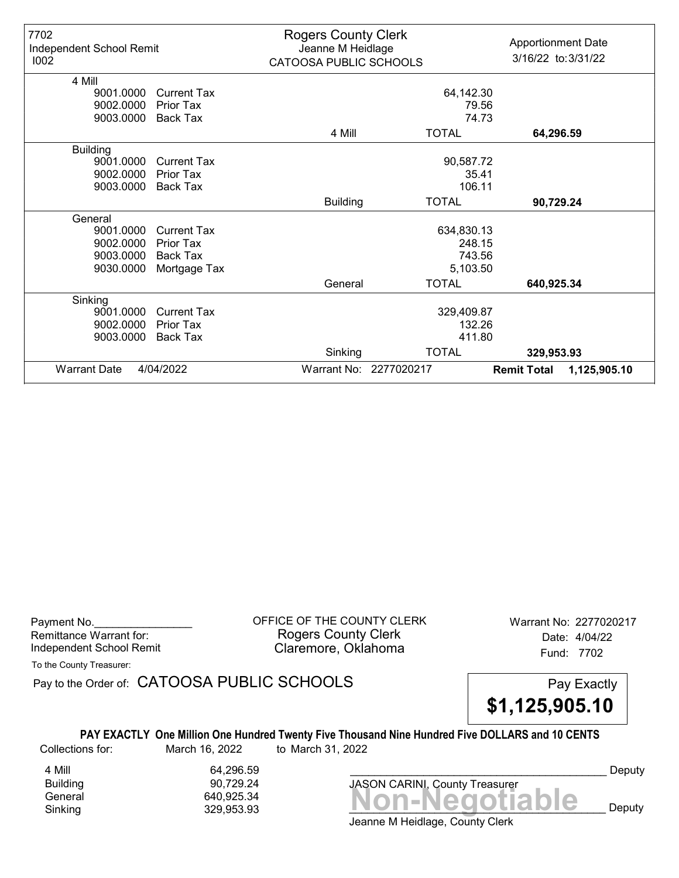| 7702 Independent School Remit I002 | Rogers County Clerk Jeanne M Heidlage CATOOSA PUBLIC SCHOOLS | | Apportionment Date 3/16/22 to: 3/31/22 |
|---|---|---|---|
| **4 Mill** | | | |
| 9001.0000 Current Tax | | 64,142.30 | |
| 9002.0000 Prior Tax | | 79.56 | |
| 9003.0000 Back Tax | | 74.73 | |
| | 4 Mill | TOTAL | **64,296.59** |
| **Building** | | | |
| 9001.0000 Current Tax | | 90,587.72 | |
| 9002.0000 Prior Tax | | 35.41 | |
| 9003.0000 Back Tax | | 106.11 | |
| | Building | TOTAL | **90,729.24** |
| **General** | | | |
| 9001.0000 Current Tax | | 634,830.13 | |
| 9002.0000 Prior Tax | | 248.15 | |
| 9003.0000 Back Tax | | 743.56 | |
| 9030.0000 Mortgage Tax | | 5,103.50 | |
| | General | TOTAL | **640,925.34** |
| **Sinking** | | | |
| 9001.0000 Current Tax | | 329,409.87 | |
| 9002.0000 Prior Tax | | 132.26 | |
| 9003.0000 Back Tax | | 411.80 | |
| | Sinking | TOTAL | **329,953.93** |
| Warrant Date 4/04/2022 | Warrant No: 2277020217 | | **Remit Total 1,125,905.10** |

Payment No.________________
Remittance Warrant for:
Independent School Remit

OFFICE OF THE COUNTY CLERK
Rogers County Clerk
Claremore, Oklahoma

Warrant No: 2277020217
Date: 4/04/22
Fund: 7702

To the County Treasurer:

Pay to the Order of: CATOOSA PUBLIC SCHOOLS

Pay Exactly **$1,125,905.10**

**PAY EXACTLY One Million One Hundred Twenty Five Thousand Nine Hundred Five DOLLARS and 10 CENTS**

Collections for: March 16, 2022 to March 31, 2022

| | |
|---|---|
| 4 Mill | 64,296.59 |
| Building | 90,729.24 |
| General | 640,925.34 |
| Sinking | 329,953.93 |

__________________________________________ Deputy
JASON CARINI, County Treasurer

**Non-Negotiable**

__________________________________________ Deputy
Jeanne M Heidlage, County Clerk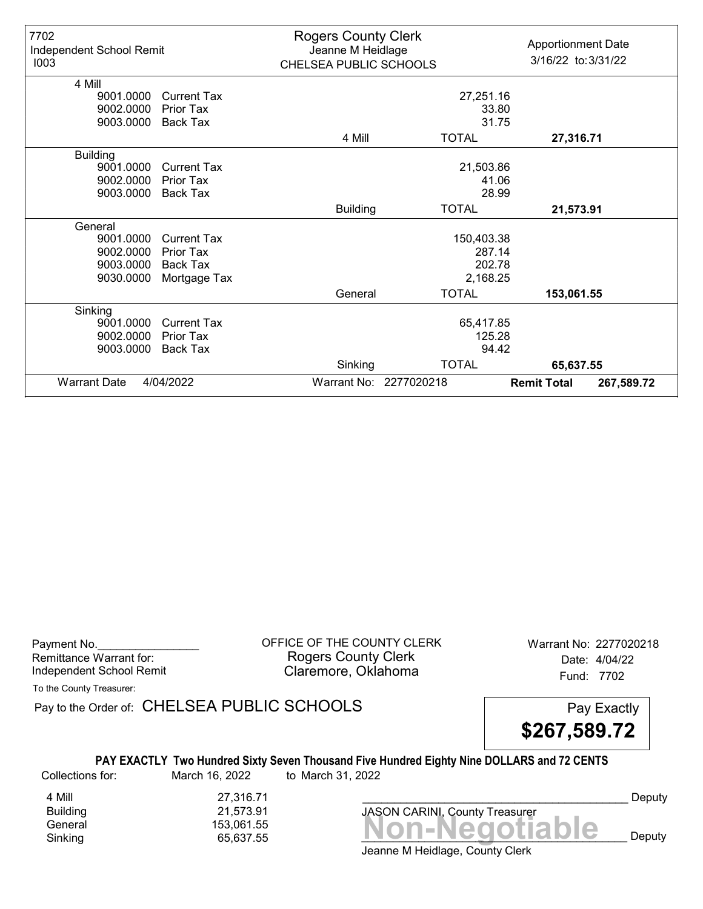| 7702<br>Independent School Remit<br>I003 | Rogers County Clerk<br>Jeanne M Heidlage<br>CHELSEA PUBLIC SCHOOLS | | Apportionment Date<br>3/16/22 to: 3/31/22 |
|---|---|---|---|
| **4 Mill** | | | |
| 9001.0000 Current Tax | | 27,251.16 | |
| 9002.0000 Prior Tax | | 33.80 | |
| 9003.0000 Back Tax | | 31.75 | |
| | 4 Mill | TOTAL | **27,316.71** |
| **Building** | | | |
| 9001.0000 Current Tax | | 21,503.86 | |
| 9002.0000 Prior Tax | | 41.06 | |
| 9003.0000 Back Tax | | 28.99 | |
| | Building | TOTAL | **21,573.91** |
| **General** | | | |
| 9001.0000 Current Tax | | 150,403.38 | |
| 9002.0000 Prior Tax | | 287.14 | |
| 9003.0000 Back Tax | | 202.78 | |
| 9030.0000 Mortgage Tax | | 2,168.25 | |
| | General | TOTAL | **153,061.55** |
| **Sinking** | | | |
| 9001.0000 Current Tax | | 65,417.85 | |
| 9002.0000 Prior Tax | | 125.28 | |
| 9003.0000 Back Tax | | 94.42 | |
| | Sinking | TOTAL | **65,637.55** |
| Warrant Date 4/04/2022 | Warrant No: 2277020218 | **Remit Total** | **267,589.72** |

Payment No.________________
Remittance Warrant for:
Independent School Remit

OFFICE OF THE COUNTY CLERK
Rogers County Clerk
Claremore, Oklahoma

Warrant No: 2277020218
Date: 4/04/22
Fund: 7702

To the County Treasurer:

Pay to the Order of: CHELSEA PUBLIC SCHOOLS

Pay Exactly
**$267,589.72**

**PAY EXACTLY Two Hundred Sixty Seven Thousand Five Hundred Eighty Nine DOLLARS and 72 CENTS**

Collections for: March 16, 2022 to March 31, 2022

| | |
|---|---|
| 4 Mill | 27,316.71 |
| Building | 21,573.91 |
| General | 153,061.55 |
| Sinking | 65,637.55 |

__________________________________________ Deputy
JASON CARINI, County Treasurer

Non-Negotiable

__________________________________________ Deputy
Jeanne M Heidlage, County Clerk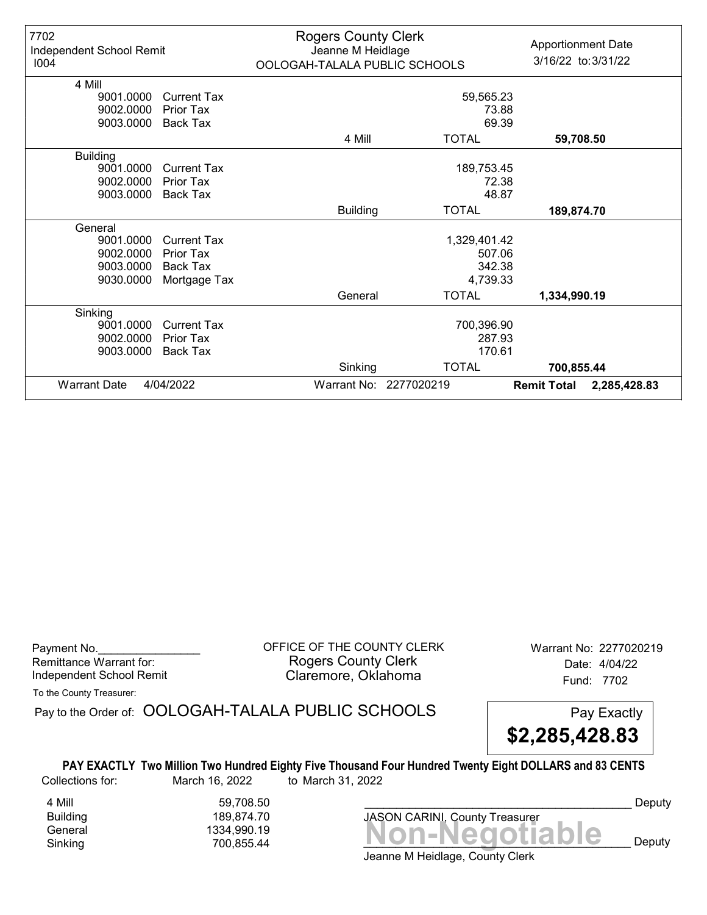7702
Independent School Remit
I004

**Rogers County Clerk**
Jeanne M Heidlage
OOLOGAH-TALALA PUBLIC SCHOOLS

Apportionment Date
3/16/22 to: 3/31/22

| | | | | |
|---|---|---|---|---|
| **4 Mill** | | | | |
| 9001.0000 | Current Tax | | 59,565.23 | |
| 9002.0000 | Prior Tax | | 73.88 | |
| 9003.0000 | Back Tax | | 69.39 | |
| | | 4 Mill | TOTAL | **59,708.50** |
| **Building** | | | | |
| 9001.0000 | Current Tax | | 189,753.45 | |
| 9002.0000 | Prior Tax | | 72.38 | |
| 9003.0000 | Back Tax | | 48.87 | |
| | | Building | TOTAL | **189,874.70** |
| **General** | | | | |
| 9001.0000 | Current Tax | | 1,329,401.42 | |
| 9002.0000 | Prior Tax | | 507.06 | |
| 9003.0000 | Back Tax | | 342.38 | |
| 9030.0000 | Mortgage Tax | | 4,739.33 | |
| | | General | TOTAL | **1,334,990.19** |
| **Sinking** | | | | |
| 9001.0000 | Current Tax | | 700,396.90 | |
| 9002.0000 | Prior Tax | | 287.93 | |
| 9003.0000 | Back Tax | | 170.61 | |
| | | Sinking | TOTAL | **700,855.44** |
| Warrant Date | 4/04/2022 | Warrant No: 2277020219 | **Remit Total** | **2,285,428.83** |

Payment No.________________
Remittance Warrant for:
Independent School Remit

OFFICE OF THE COUNTY CLERK
Rogers County Clerk
Claremore, Oklahoma

Warrant No: 2277020219
Date: 4/04/22
Fund: 7702

To the County Treasurer:

Pay to the Order of: OOLOGAH-TALALA PUBLIC SCHOOLS

Pay Exactly **$2,285,428.83**

**PAY EXACTLY Two Million Two Hundred Eighty Five Thousand Four Hundred Twenty Eight DOLLARS and 83 CENTS**

Collections for: March 16, 2022 to March 31, 2022

| | |
|---|---|
| 4 Mill | 59,708.50 |
| Building | 189,874.70 |
| General | 1334,990.19 |
| Sinking | 700,855.44 |

_________________________________________ Deputy
JASON CARINI, County Treasurer

**Non-Negotiable**
_________________________________________ Deputy
Jeanne M Heidlage, County Clerk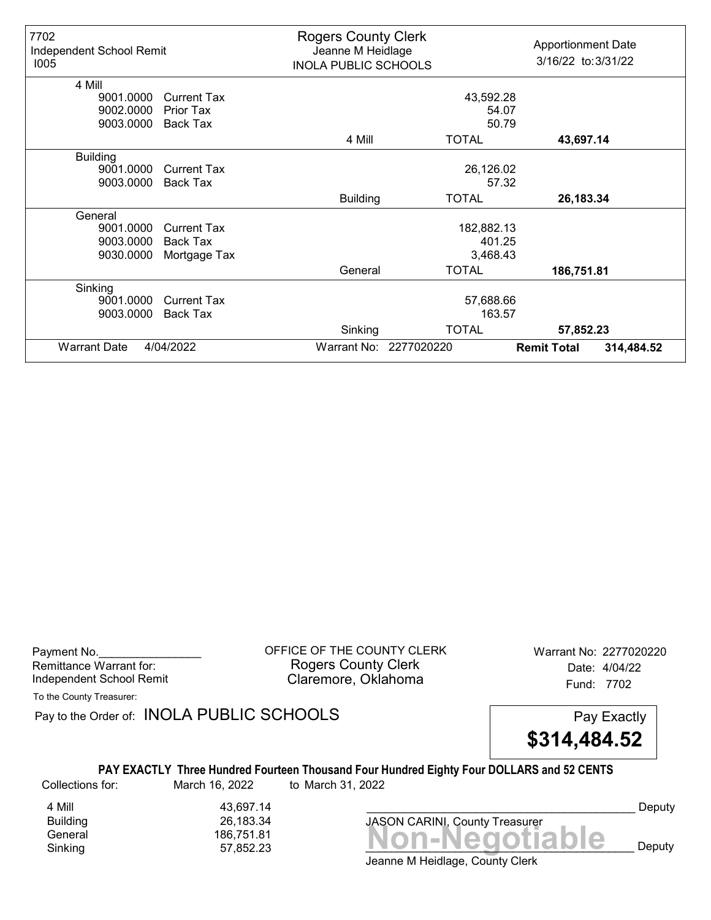| 7702 Independent School Remit I005 | Rogers County Clerk Jeanne M Heidlage INOLA PUBLIC SCHOOLS | | Apportionment Date 3/16/22 to: 3/31/22 |
|---|---|---|---|
| **4 Mill** | | | |
| 9001.0000 Current Tax | | 43,592.28 | |
| 9002.0000 Prior Tax | | 54.07 | |
| 9003.0000 Back Tax | | 50.79 | |
| | 4 Mill | TOTAL | **43,697.14** |
| **Building** | | | |
| 9001.0000 Current Tax | | 26,126.02 | |
| 9003.0000 Back Tax | | 57.32 | |
| | Building | TOTAL | **26,183.34** |
| **General** | | | |
| 9001.0000 Current Tax | | 182,882.13 | |
| 9003.0000 Back Tax | | 401.25 | |
| 9030.0000 Mortgage Tax | | 3,468.43 | |
| | General | TOTAL | **186,751.81** |
| **Sinking** | | | |
| 9001.0000 Current Tax | | 57,688.66 | |
| 9003.0000 Back Tax | | 163.57 | |
| | Sinking | TOTAL | **57,852.23** |
| Warrant Date 4/04/2022 | Warrant No: 2277020220 | | **Remit Total 314,484.52** |

Payment No.________________
Remittance Warrant for:
Independent School Remit

OFFICE OF THE COUNTY CLERK
Rogers County Clerk
Claremore, Oklahoma

Warrant No: 2277020220
Date: 4/04/22
Fund: 7702

To the County Treasurer:

Pay to the Order of: INOLA PUBLIC SCHOOLS

Pay Exactly **$314,484.52**

**PAY EXACTLY Three Hundred Fourteen Thousand Four Hundred Eighty Four DOLLARS and 52 CENTS**

Collections for: March 16, 2022 to March 31, 2022

| | |
|---|---|
| 4 Mill | 43,697.14 |
| Building | 26,183.34 |
| General | 186,751.81 |
| Sinking | 57,852.23 |

___________________________________________ Deputy
JASON CARINI, County Treasurer

**Non-Negotiable**

___________________________________________ Deputy
Jeanne M Heidlage, County Clerk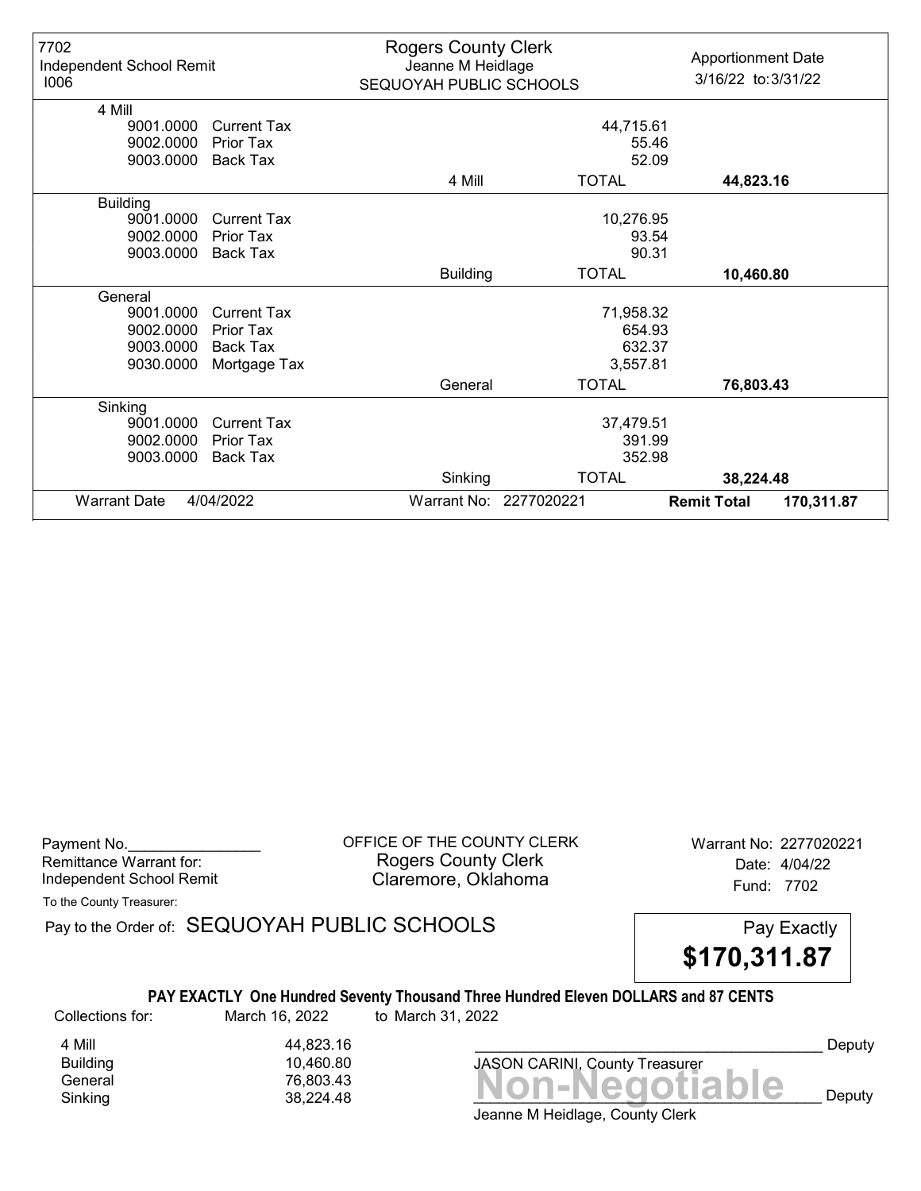7702
Independent School Remit
I006

**Rogers County Clerk**
Jeanne M Heidlage
SEQUOYAH PUBLIC SCHOOLS

Apportionment Date
3/16/22 to: 3/31/22

| Account | Description | | Amount | Total |
|---|---|---|---|---|
| **4 Mill** | | | | |
| 9001.0000 | Current Tax | | 44,715.61 | |
| 9002.0000 | Prior Tax | | 55.46 | |
| 9003.0000 | Back Tax | | 52.09 | |
| | | 4 Mill | TOTAL | **44,823.16** |
| **Building** | | | | |
| 9001.0000 | Current Tax | | 10,276.95 | |
| 9002.0000 | Prior Tax | | 93.54 | |
| 9003.0000 | Back Tax | | 90.31 | |
| | | Building | TOTAL | **10,460.80** |
| **General** | | | | |
| 9001.0000 | Current Tax | | 71,958.32 | |
| 9002.0000 | Prior Tax | | 654.93 | |
| 9003.0000 | Back Tax | | 632.37 | |
| 9030.0000 | Mortgage Tax | | 3,557.81 | |
| | | General | TOTAL | **76,803.43** |
| **Sinking** | | | | |
| 9001.0000 | Current Tax | | 37,479.51 | |
| 9002.0000 | Prior Tax | | 391.99 | |
| 9003.0000 | Back Tax | | 352.98 | |
| | | Sinking | TOTAL | **38,224.48** |

Warrant Date 4/04/2022 — Warrant No: 2277020221 — **Remit Total 170,311.87**

---

Payment No.________________
Remittance Warrant for:
Independent School Remit

OFFICE OF THE COUNTY CLERK
Rogers County Clerk
Claremore, Oklahoma

Warrant No: 2277020221
Date: 4/04/22
Fund: 7702

To the County Treasurer:

Pay to the Order of: SEQUOYAH PUBLIC SCHOOLS

Pay Exactly
**$170,311.87**

**PAY EXACTLY One Hundred Seventy Thousand Three Hundred Eleven DOLLARS and 87 CENTS**

Collections for: March 16, 2022 to March 31, 2022

| Fund | Amount |
|---|---|
| 4 Mill | 44,823.16 |
| Building | 10,460.80 |
| General | 76,803.43 |
| Sinking | 38,224.48 |

____________________________________________ Deputy
JASON CARINI, County Treasurer

____________________________________________ Deputy
Jeanne M Heidlage, County Clerk

**Non-Negotiable**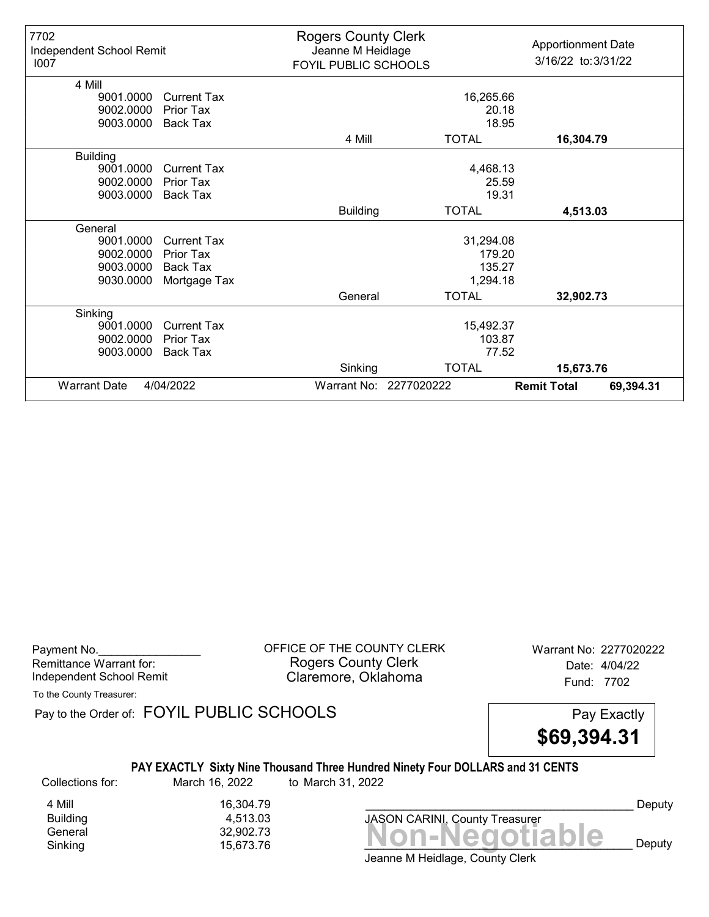| 7702<br>Independent School Remit<br>I007 | Rogers County Clerk<br>Jeanne M Heidlage<br>FOYIL PUBLIC SCHOOLS | | Apportionment Date<br>3/16/22 to: 3/31/22 |
|---|---|---|---|
| **4 Mill** | | | |
| 9001.0000 Current Tax | | 16,265.66 | |
| 9002.0000 Prior Tax | | 20.18 | |
| 9003.0000 Back Tax | | 18.95 | |
| | 4 Mill | TOTAL | **16,304.79** |
| **Building** | | | |
| 9001.0000 Current Tax | | 4,468.13 | |
| 9002.0000 Prior Tax | | 25.59 | |
| 9003.0000 Back Tax | | 19.31 | |
| | Building | TOTAL | **4,513.03** |
| **General** | | | |
| 9001.0000 Current Tax | | 31,294.08 | |
| 9002.0000 Prior Tax | | 179.20 | |
| 9003.0000 Back Tax | | 135.27 | |
| 9030.0000 Mortgage Tax | | 1,294.18 | |
| | General | TOTAL | **32,902.73** |
| **Sinking** | | | |
| 9001.0000 Current Tax | | 15,492.37 | |
| 9002.0000 Prior Tax | | 103.87 | |
| 9003.0000 Back Tax | | 77.52 | |
| | Sinking | TOTAL | **15,673.76** |
| Warrant Date 4/04/2022 | Warrant No: 2277020222 | **Remit Total** | **69,394.31** |

Payment No.________________
Remittance Warrant for:
Independent School Remit

OFFICE OF THE COUNTY CLERK
Rogers County Clerk
Claremore, Oklahoma

Warrant No: 2277020222
Date: 4/04/22
Fund: 7702

To the County Treasurer:

Pay to the Order of: FOYIL PUBLIC SCHOOLS

Pay Exactly
**$69,394.31**

**PAY EXACTLY Sixty Nine Thousand Three Hundred Ninety Four DOLLARS and 31 CENTS**

Collections for: March 16, 2022 to March 31, 2022

| | |
|---|---|
| 4 Mill | 16,304.79 |
| Building | 4,513.03 |
| General | 32,902.73 |
| Sinking | 15,673.76 |

___________________________________________ Deputy
JASON CARINI, County Treasurer

**Non-Negotiable**

___________________________________________ Deputy
Jeanne M Heidlage, County Clerk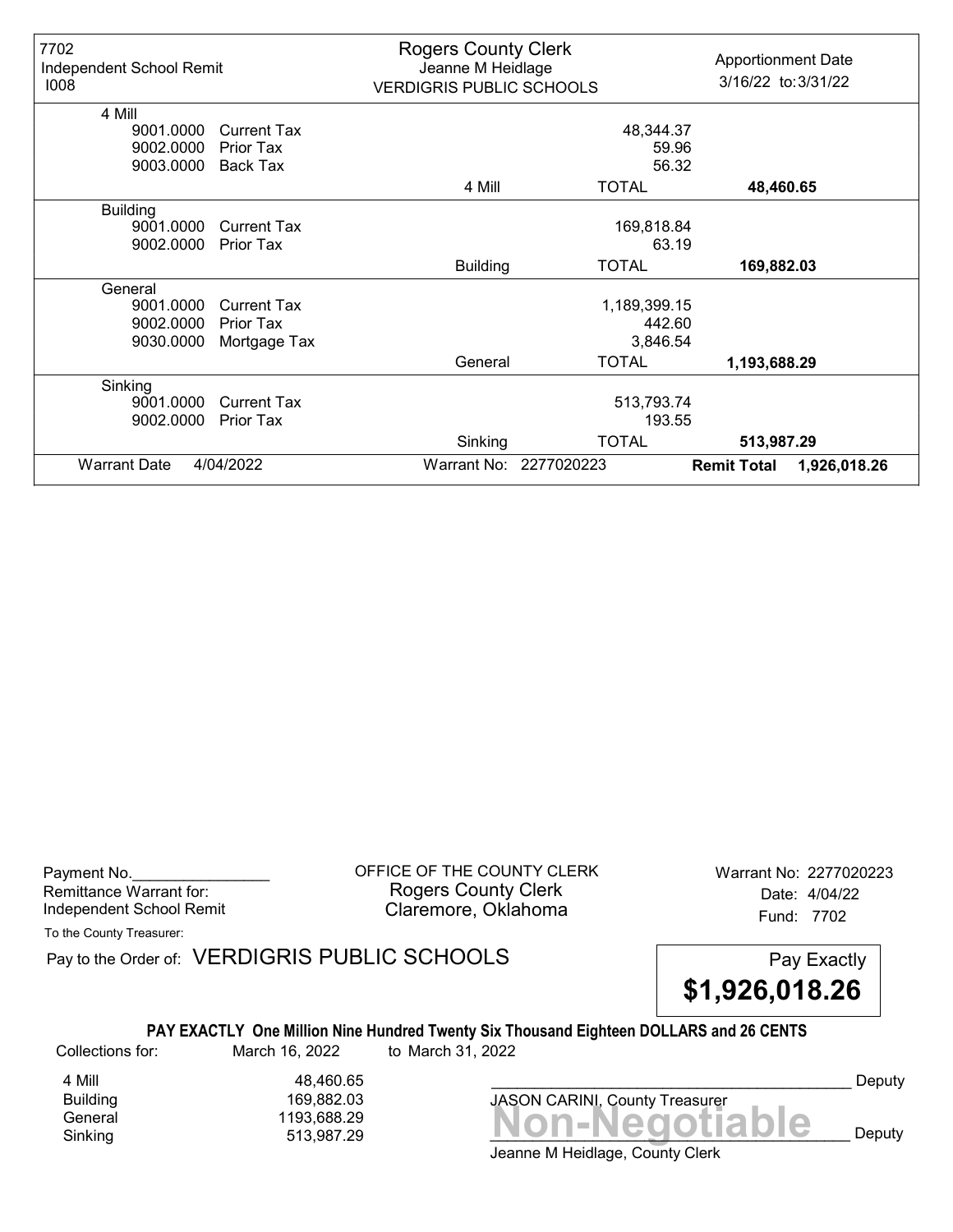7702
Independent School Remit
I008

**Rogers County Clerk**
Jeanne M Heidlage
VERDIGRIS PUBLIC SCHOOLS

Apportionment Date
3/16/22 to: 3/31/22

| Account | Description | | Amount | Total |
|---|---|---|---|---|
| **4 Mill** | | | | |
| 9001.0000 | Current Tax | | 48,344.37 | |
| 9002.0000 | Prior Tax | | 59.96 | |
| 9003.0000 | Back Tax | | 56.32 | |
| | | 4 Mill | TOTAL | **48,460.65** |
| **Building** | | | | |
| 9001.0000 | Current Tax | | 169,818.84 | |
| 9002.0000 | Prior Tax | | 63.19 | |
| | | Building | TOTAL | **169,882.03** |
| **General** | | | | |
| 9001.0000 | Current Tax | | 1,189,399.15 | |
| 9002.0000 | Prior Tax | | 442.60 | |
| 9030.0000 | Mortgage Tax | | 3,846.54 | |
| | | General | TOTAL | **1,193,688.29** |
| **Sinking** | | | | |
| 9001.0000 | Current Tax | | 513,793.74 | |
| 9002.0000 | Prior Tax | | 193.55 | |
| | | Sinking | TOTAL | **513,987.29** |

Warrant Date 4/04/2022 | Warrant No: 2277020223 | **Remit Total 1,926,018.26**

---

Payment No.________________
Remittance Warrant for:
Independent School Remit

OFFICE OF THE COUNTY CLERK
Rogers County Clerk
Claremore, Oklahoma

Warrant No: 2277020223
Date: 4/04/22
Fund: 7702

To the County Treasurer:

Pay to the Order of: VERDIGRIS PUBLIC SCHOOLS

Pay Exactly
**$1,926,018.26**

**PAY EXACTLY One Million Nine Hundred Twenty Six Thousand Eighteen DOLLARS and 26 CENTS**

Collections for: March 16, 2022 to March 31, 2022

| | |
|---|---|
| 4 Mill | 48,460.65 |
| Building | 169,882.03 |
| General | 1193,688.29 |
| Sinking | 513,987.29 |

_____________________________________________ Deputy
JASON CARINI, County Treasurer

**Non-Negotiable**

_____________________________________________ Deputy
Jeanne M Heidlage, County Clerk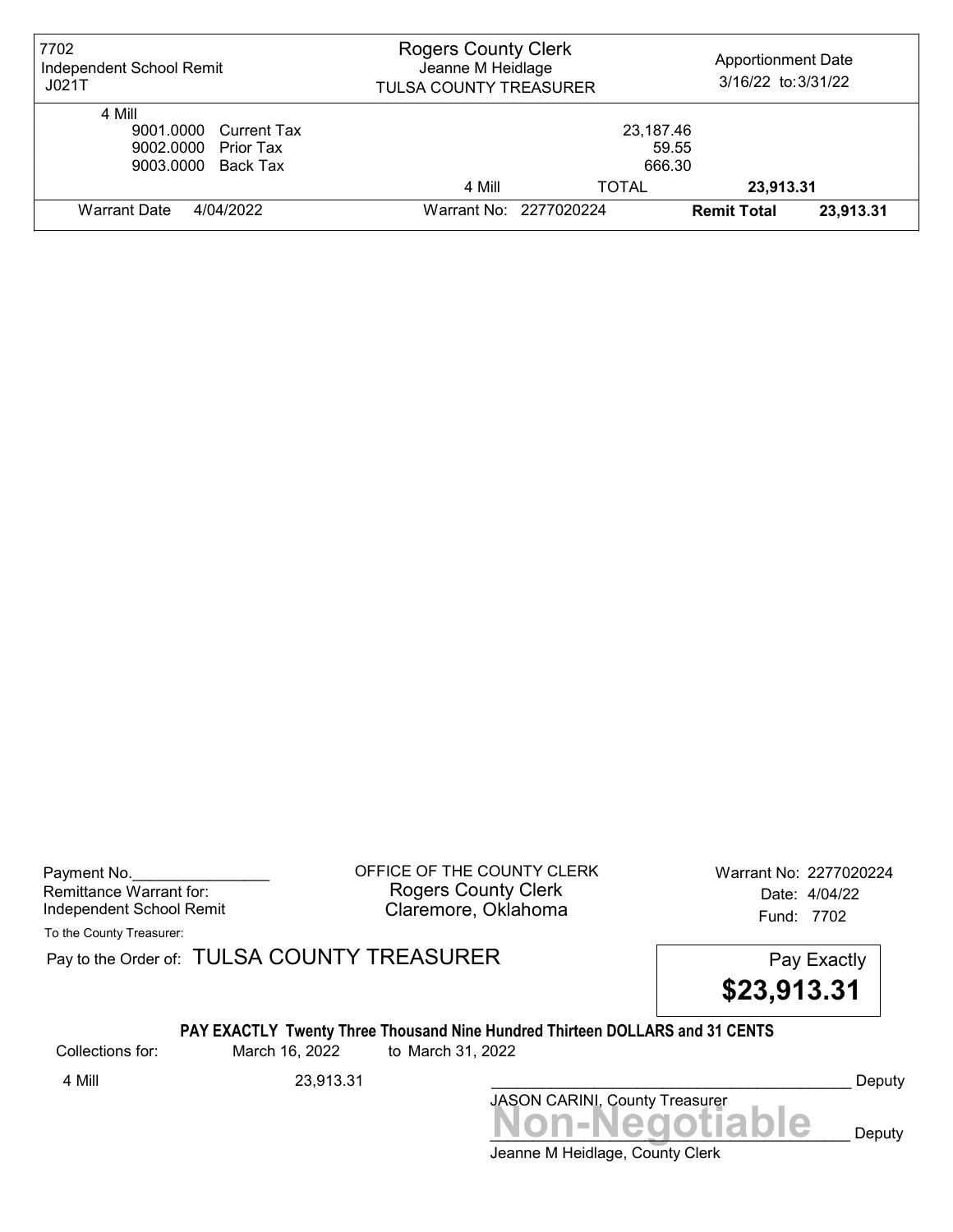| 7702 Independent School Remit J021T | Rogers County Clerk Jeanne M Heidlage TULSA COUNTY TREASURER | | Apportionment Date 3/16/22 to: 3/31/22 |
|---|---|---|---|
| 4 Mill | | | |
| 9001.0000 Current Tax | | 23,187.46 | |
| 9002.0000 Prior Tax | | 59.55 | |
| 9003.0000 Back Tax | | 666.30 | |
| | 4 Mill | TOTAL | 23,913.31 |
| Warrant Date 4/04/2022 | Warrant No: 2277020224 | | Remit Total 23,913.31 |

Payment No.________________
Remittance Warrant for:
Independent School Remit

OFFICE OF THE COUNTY CLERK
Rogers County Clerk
Claremore, Oklahoma

Warrant No: 2277020224
Date: 4/04/22
Fund: 7702

To the County Treasurer:

Pay to the Order of: TULSA COUNTY TREASURER

Pay Exactly
**$23,913.31**

**PAY EXACTLY Twenty Three Thousand Nine Hundred Thirteen DOLLARS and 31 CENTS**

Collections for: March 16, 2022 to March 31, 2022

4 Mill 23,913.31

__________________________________________ Deputy
JASON CARINI, County Treasurer

**Non-Negotiable**
__________________________________________ Deputy
Jeanne M Heidlage, County Clerk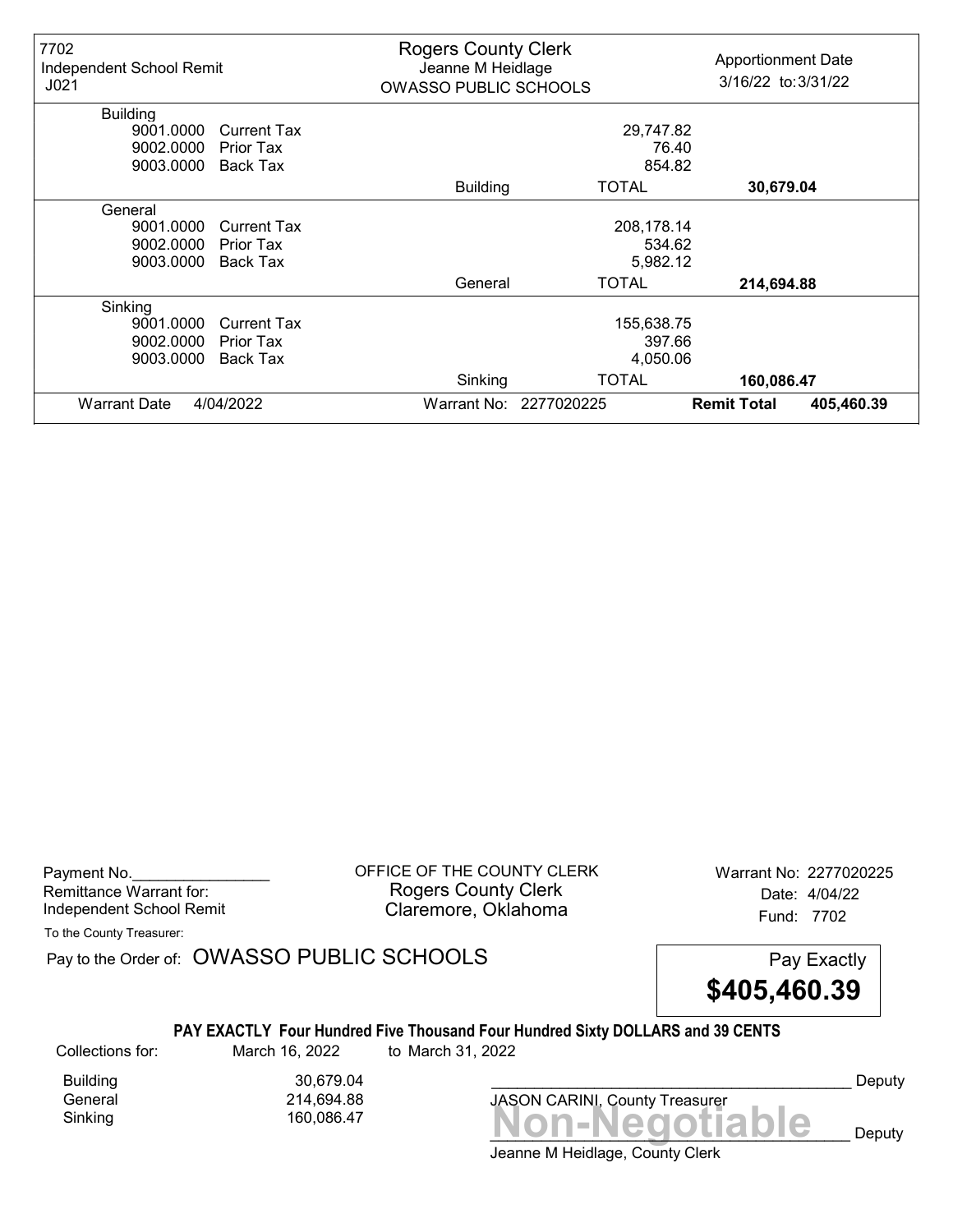| 7702<br>Independent School Remit<br>J021 | Rogers County Clerk<br>Jeanne M Heidlage<br>OWASSO PUBLIC SCHOOLS | | Apportionment Date<br>3/16/22 to: 3/31/22 |
|---|---|---|---|
| **Building** | | | |
| 9001.0000 Current Tax | | 29,747.82 | |
| 9002.0000 Prior Tax | | 76.40 | |
| 9003.0000 Back Tax | | 854.82 | |
| | Building | TOTAL | **30,679.04** |
| **General** | | | |
| 9001.0000 Current Tax | | 208,178.14 | |
| 9002.0000 Prior Tax | | 534.62 | |
| 9003.0000 Back Tax | | 5,982.12 | |
| | General | TOTAL | **214,694.88** |
| **Sinking** | | | |
| 9001.0000 Current Tax | | 155,638.75 | |
| 9002.0000 Prior Tax | | 397.66 | |
| 9003.0000 Back Tax | | 4,050.06 | |
| | Sinking | TOTAL | **160,086.47** |
| Warrant Date 4/04/2022 | Warrant No: 2277020225 | | **Remit Total** 405,460.39 |

Payment No.________________
Remittance Warrant for:
Independent School Remit

OFFICE OF THE COUNTY CLERK
Rogers County Clerk
Claremore, Oklahoma

Warrant No: 2277020225
Date: 4/04/22
Fund: 7702

To the County Treasurer:

Pay to the Order of: OWASSO PUBLIC SCHOOLS

Pay Exactly
**$405,460.39**

**PAY EXACTLY Four Hundred Five Thousand Four Hundred Sixty DOLLARS and 39 CENTS**

Collections for: March 16, 2022 to March 31, 2022

| | |
|---|---|
| Building | 30,679.04 |
| General | 214,694.88 |
| Sinking | 160,086.47 |

________________________________ Deputy
JASON CARINI, County Treasurer

**Non-Negotiable**
________________________________ Deputy
Jeanne M Heidlage, County Clerk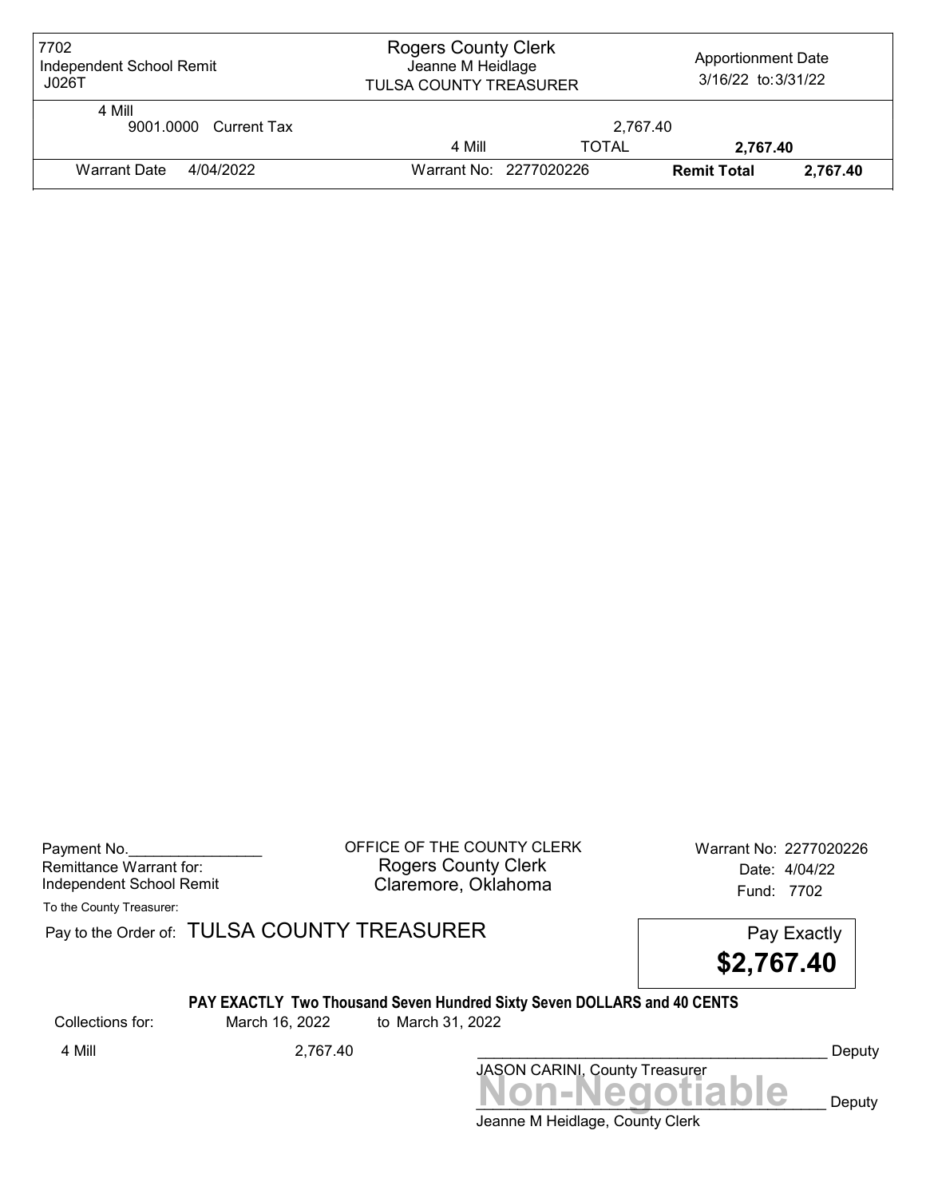| 7702<br>Independent School Remit<br>J026T | Rogers County Clerk<br>Jeanne M Heidlage<br>TULSA COUNTY TREASURER | | Apportionment Date<br>3/16/22 to: 3/31/22 | |
|---|---|---|---|---|
| 4 Mill<br>9001.0000 Current Tax | | 2,767.40 | | |
| | 4 Mill | TOTAL | **2,767.40** | |
| Warrant Date 4/04/2022 | Warrant No: 2277020226 | | **Remit Total** | **2,767.40** |

Payment No.________________
Remittance Warrant for:
Independent School Remit

OFFICE OF THE COUNTY CLERK
Rogers County Clerk
Claremore, Oklahoma

Warrant No: 2277020226
Date: 4/04/22
Fund: 7702

To the County Treasurer:

Pay to the Order of: TULSA COUNTY TREASURER

Pay Exactly
**$2,767.40**

**PAY EXACTLY Two Thousand Seven Hundred Sixty Seven DOLLARS and 40 CENTS**

Collections for: March 16, 2022 to March 31, 2022

4 Mill 2,767.40

__________________________________________ Deputy
JASON CARINI, County Treasurer

**Non-Negotiable**

__________________________________________ Deputy
Jeanne M Heidlage, County Clerk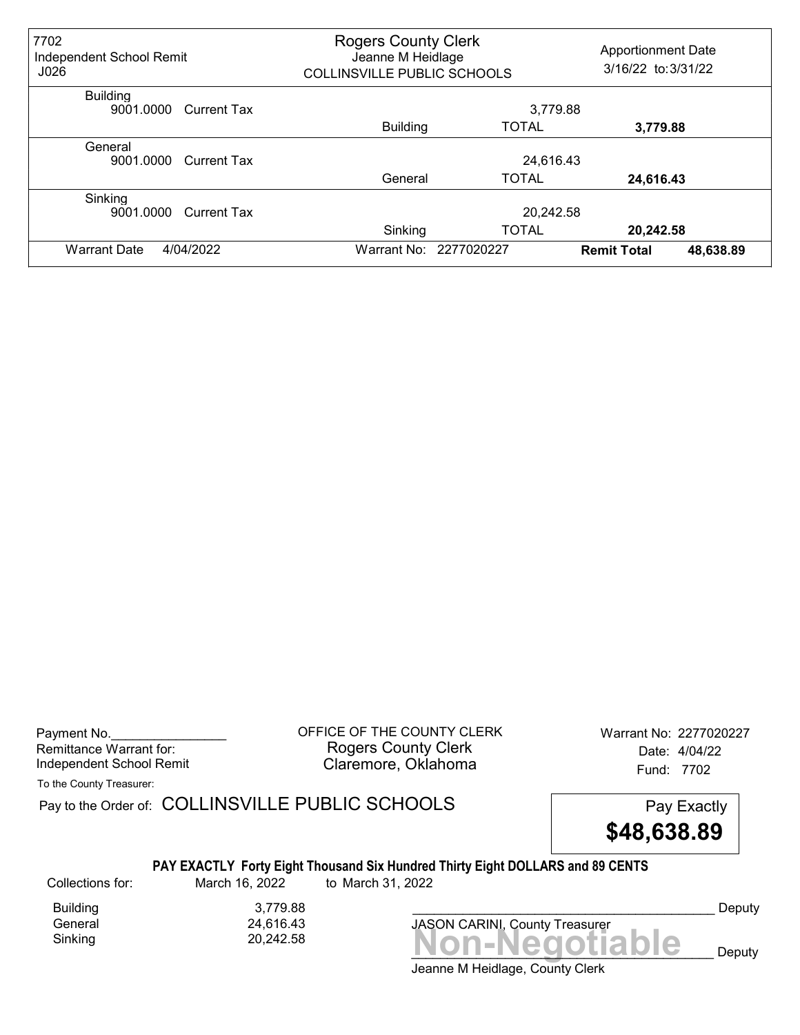| 7702 Independent School Remit J026 | Rogers County Clerk Jeanne M Heidlage COLLINSVILLE PUBLIC SCHOOLS | | Apportionment Date 3/16/22 to: 3/31/22 |
|---|---|---|---|
| Building | | | |
| 9001.0000 Current Tax | | 3,779.88 | |
| | Building | TOTAL | 3,779.88 |
| General | | | |
| 9001.0000 Current Tax | | 24,616.43 | |
| | General | TOTAL | 24,616.43 |
| Sinking | | | |
| 9001.0000 Current Tax | | 20,242.58 | |
| | Sinking | TOTAL | 20,242.58 |
| Warrant Date 4/04/2022 | Warrant No: 2277020227 | | **Remit Total** 48,638.89 |

Payment No.________________
Remittance Warrant for:
Independent School Remit

OFFICE OF THE COUNTY CLERK
Rogers County Clerk
Claremore, Oklahoma

Warrant No: 2277020227
Date: 4/04/22
Fund: 7702

To the County Treasurer:

Pay to the Order of: COLLINSVILLE PUBLIC SCHOOLS

Pay Exactly
**$48,638.89**

**PAY EXACTLY Forty Eight Thousand Six Hundred Thirty Eight DOLLARS and 89 CENTS**

Collections for: March 16, 2022 to March 31, 2022

| | |
|---|---|
| Building | 3,779.88 |
| General | 24,616.43 |
| Sinking | 20,242.58 |

__________________________________________ Deputy
JASON CARINI, County Treasurer

**Non-Negotiable**
__________________________________________ Deputy
Jeanne M Heidlage, County Clerk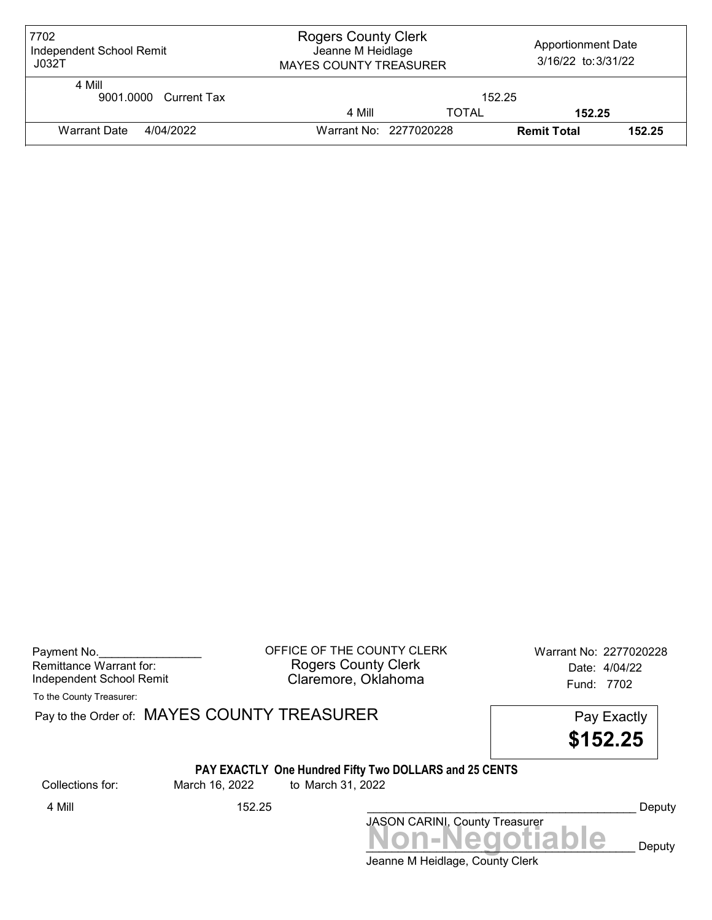| 7702 Independent School Remit J032T | Rogers County Clerk Jeanne M Heidlage MAYES COUNTY TREASURER | | Apportionment Date 3/16/22 to: 3/31/22 | |
|---|---|---|---|---|
| 4 Mill | | | | |
| 9001.0000 Current Tax | | 152.25 | | |
| | 4 Mill | TOTAL | 152.25 | |
| Warrant Date 4/04/2022 | Warrant No: 2277020228 | | **Remit Total** | 152.25 |

Payment No.________________
Remittance Warrant for:
Independent School Remit

OFFICE OF THE COUNTY CLERK
Rogers County Clerk
Claremore, Oklahoma

Warrant No: 2277020228
Date: 4/04/22
Fund: 7702

To the County Treasurer:

Pay to the Order of: MAYES COUNTY TREASURER

Pay Exactly
**$152.25**

**PAY EXACTLY One Hundred Fifty Two DOLLARS and 25 CENTS**

Collections for: March 16, 2022 to March 31, 2022

4 Mill 152.25

__________________________________________ Deputy
JASON CARINI, County Treasurer

**Non-Negotiable**
__________________________________________ Deputy
Jeanne M Heidlage, County Clerk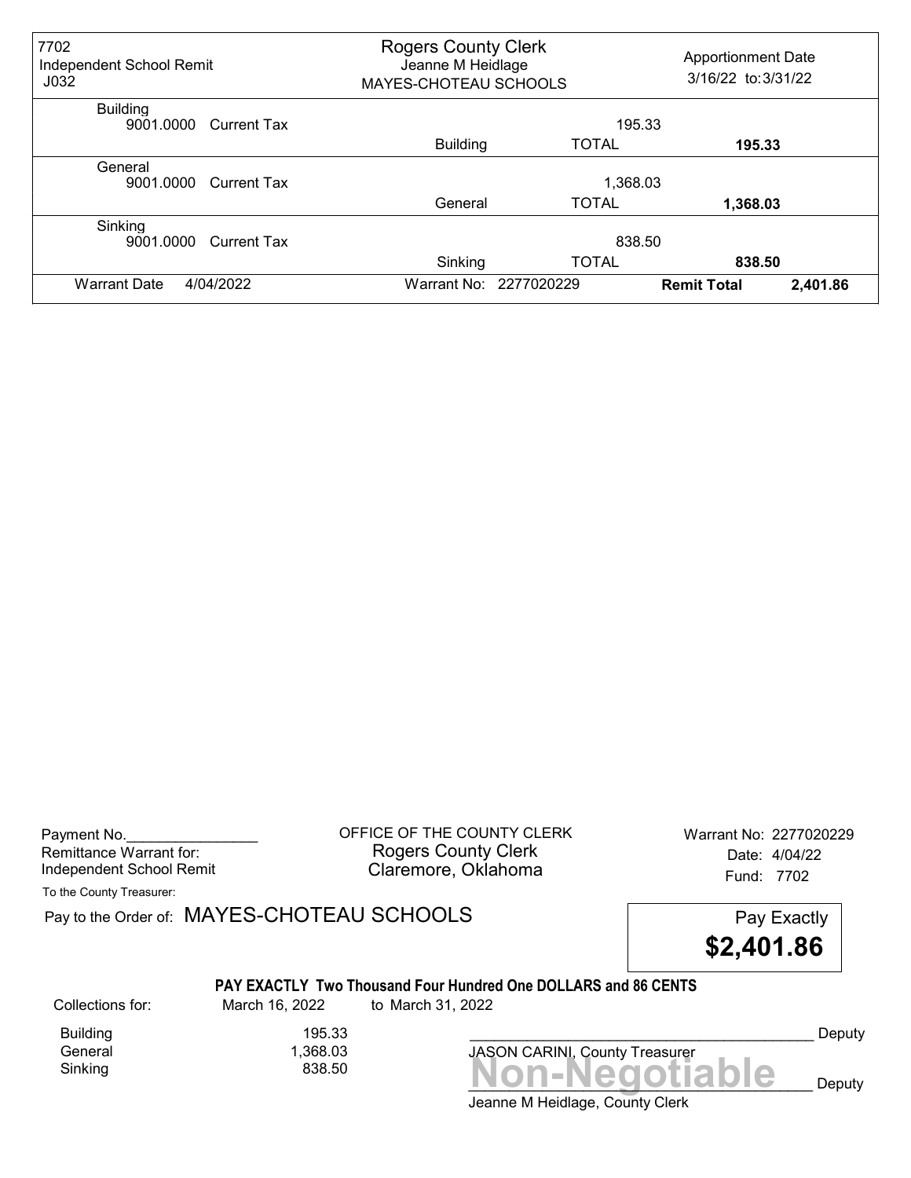| 7702 Independent School Remit J032 | Rogers County Clerk Jeanne M Heidlage MAYES-CHOTEAU SCHOOLS | | Apportionment Date 3/16/22 to: 3/31/22 | |
|---|---|---|---|---|
| Building | | | | |
| 9001.0000 Current Tax | | 195.33 | | |
| | Building | TOTAL | **195.33** | |
| General | | | | |
| 9001.0000 Current Tax | | 1,368.03 | | |
| | General | TOTAL | **1,368.03** | |
| Sinking | | | | |
| 9001.0000 Current Tax | | 838.50 | | |
| | Sinking | TOTAL | **838.50** | |
| Warrant Date 4/04/2022 | Warrant No: 2277020229 | | **Remit Total** | **2,401.86** |

Payment No.________________
Remittance Warrant for:
Independent School Remit

OFFICE OF THE COUNTY CLERK
Rogers County Clerk
Claremore, Oklahoma

Warrant No: 2277020229
Date: 4/04/22
Fund: 7702

To the County Treasurer:

Pay to the Order of: MAYES-CHOTEAU SCHOOLS

Pay Exactly
**$2,401.86**

**PAY EXACTLY Two Thousand Four Hundred One DOLLARS and 86 CENTS**

Collections for: March 16, 2022 to March 31, 2022

| | |
|---|---|
| Building | 195.33 |
| General | 1,368.03 |
| Sinking | 838.50 |

__________________________________________ Deputy
JASON CARINI, County Treasurer

**Non-Negotiable**

__________________________________________ Deputy
Jeanne M Heidlage, County Clerk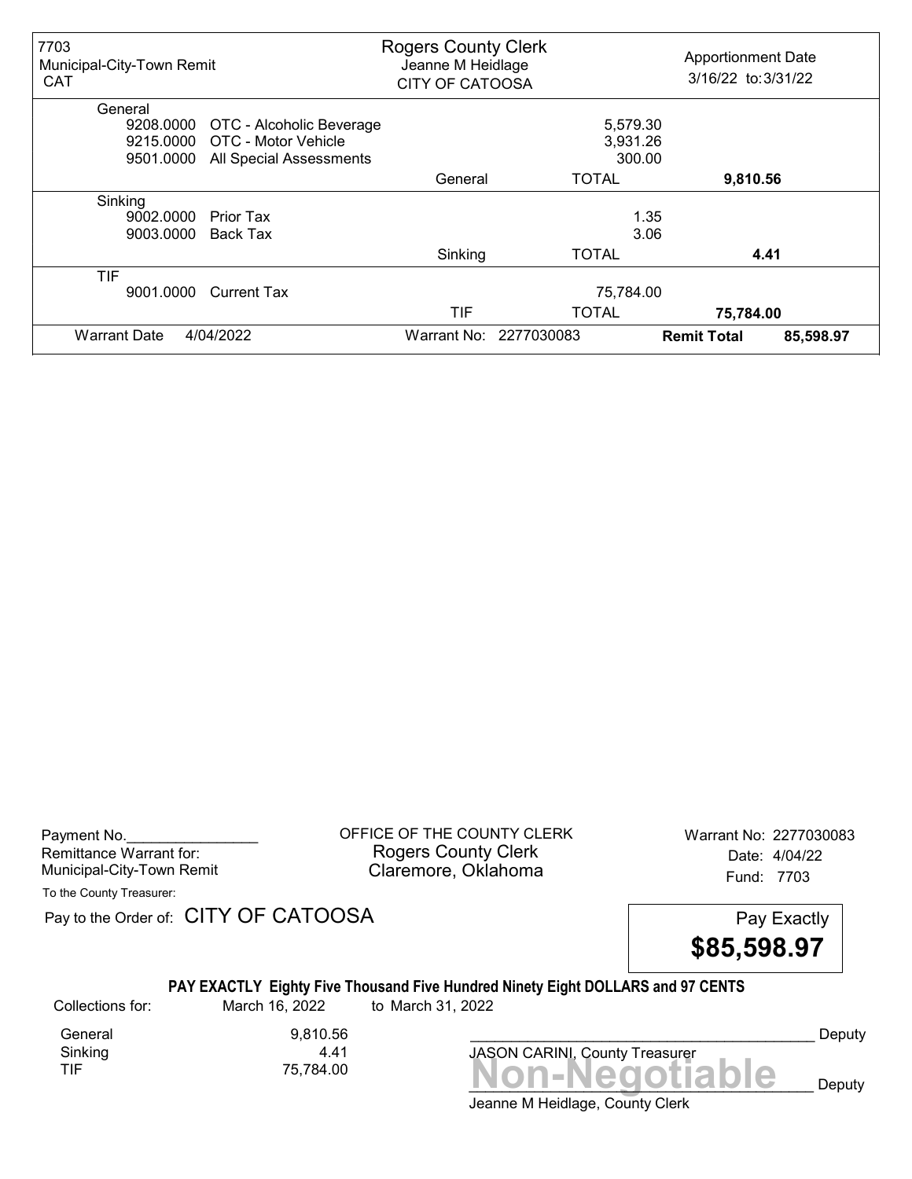| 7703 Municipal-City-Town Remit CAT | Rogers County Clerk Jeanne M Heidlage CITY OF CATOOSA | | Apportionment Date 3/16/22 to: 3/31/22 | |
|---|---|---|---|---|
| **General** | | | | |
| 9208.0000 OTC - Alcoholic Beverage | | 5,579.30 | | |
| 9215.0000 OTC - Motor Vehicle | | 3,931.26 | | |
| 9501.0000 All Special Assessments | | 300.00 | | |
| | General | TOTAL | **9,810.56** | |
| **Sinking** | | | | |
| 9002.0000 Prior Tax | | 1.35 | | |
| 9003.0000 Back Tax | | 3.06 | | |
| | Sinking | TOTAL | **4.41** | |
| **TIF** | | | | |
| 9001.0000 Current Tax | | 75,784.00 | | |
| | TIF | TOTAL | **75,784.00** | |
| Warrant Date 4/04/2022 | Warrant No: 2277030083 | | **Remit Total** | **85,598.97** |

Payment No.________________
Remittance Warrant for:
Municipal-City-Town Remit

OFFICE OF THE COUNTY CLERK
Rogers County Clerk
Claremore, Oklahoma

Warrant No: 2277030083
Date: 4/04/22
Fund: 7703

To the County Treasurer:

Pay to the Order of: CITY OF CATOOSA

Pay Exactly
**$85,598.97**

**PAY EXACTLY Eighty Five Thousand Five Hundred Ninety Eight DOLLARS and 97 CENTS**

Collections for: March 16, 2022 to March 31, 2022

| | |
|---|---|
| General | 9,810.56 |
| Sinking | 4.41 |
| TIF | 75,784.00 |

_________________________________________ Deputy
JASON CARINI, County Treasurer

Non-Negotiable

_________________________________________ Deputy
Jeanne M Heidlage, County Clerk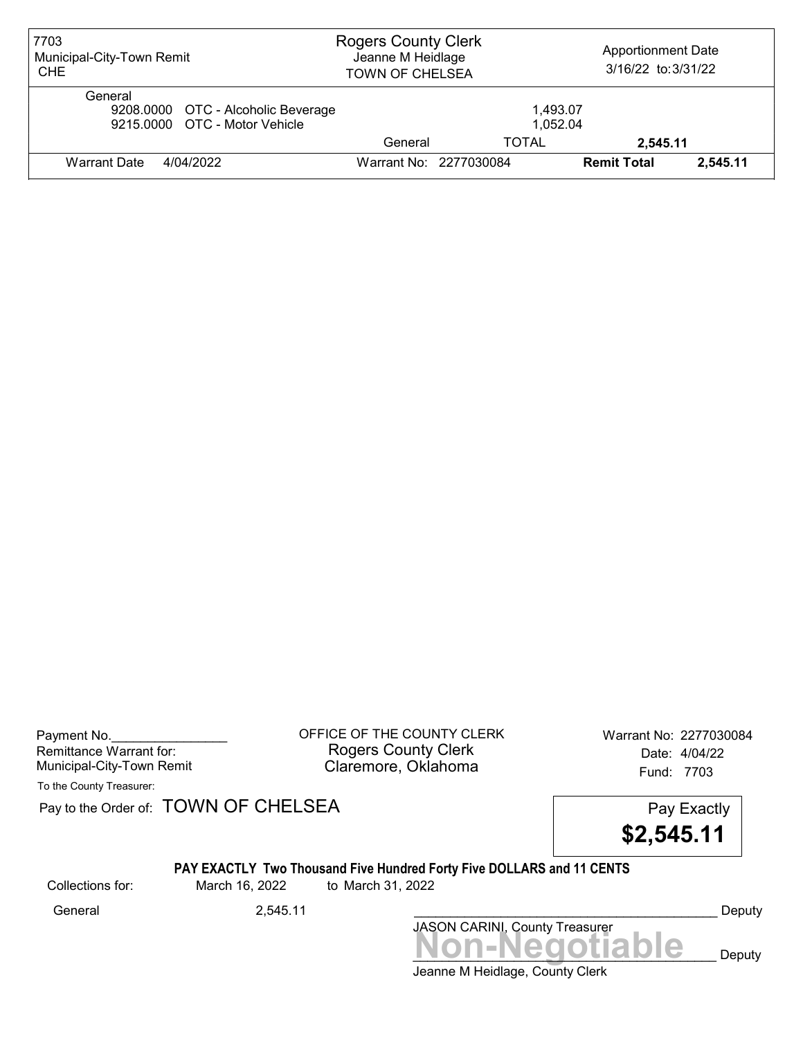| 7703 Municipal-City-Town Remit CHE | Rogers County Clerk Jeanne M Heidlage TOWN OF CHELSEA | Apportionment Date 3/16/22 to: 3/31/22 |
|---|---|---|

General

| Code | Description | Amount |
|---|---|---|
| 9208.0000 | OTC - Alcoholic Beverage | 1,493.07 |
| 9215.0000 | OTC - Motor Vehicle | 1,052.04 |
| | General TOTAL | **2,545.11** |

Warrant Date 4/04/2022 Warrant No: 2277030084 **Remit Total** **2,545.11**

Payment No.________________

Remittance Warrant for:
Municipal-City-Town Remit

OFFICE OF THE COUNTY CLERK
Rogers County Clerk
Claremore, Oklahoma

Warrant No: 2277030084
Date: 4/04/22
Fund: 7703

To the County Treasurer:

Pay to the Order of: TOWN OF CHELSEA

Pay Exactly **$2,545.11**

**PAY EXACTLY Two Thousand Five Hundred Forty Five DOLLARS and 11 CENTS**

Collections for: March 16, 2022 to March 31, 2022

General 2,545.11

________________________________________ Deputy
JASON CARINI, County Treasurer

**Non-Negotiable**

________________________________________ Deputy
Jeanne M Heidlage, County Clerk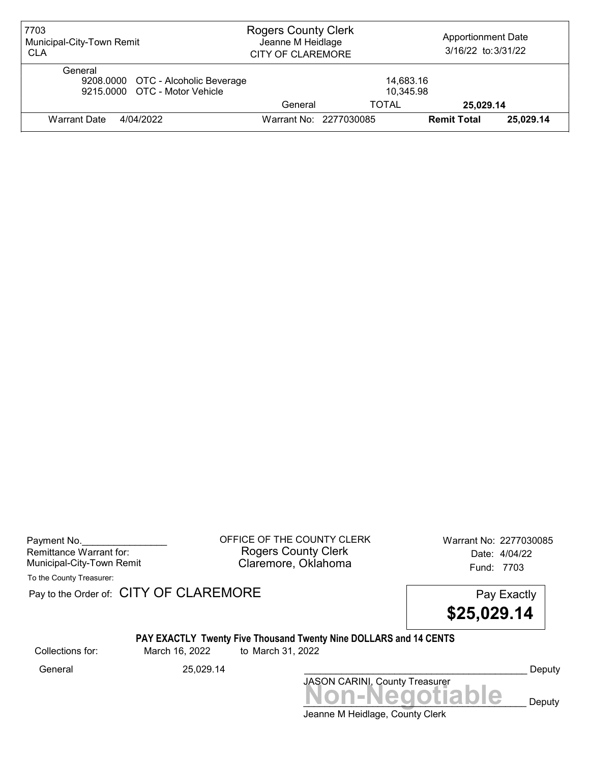| 7703 Municipal-City-Town Remit CLA | Rogers County Clerk Jeanne M Heidlage CITY OF CLAREMORE | | Apportionment Date 3/16/22 to: 3/31/22 |
|---|---|---|---|
| General | | | |
| 9208.0000 OTC - Alcoholic Beverage | | 14,683.16 | |
| 9215.0000 OTC - Motor Vehicle | | 10,345.98 | |
| | General | TOTAL | 25,029.14 |
| Warrant Date 4/04/2022 | Warrant No: 2277030085 | | Remit Total 25,029.14 |

Payment No.________________
Remittance Warrant for:
Municipal-City-Town Remit

OFFICE OF THE COUNTY CLERK
Rogers County Clerk
Claremore, Oklahoma

Warrant No: 2277030085
Date: 4/04/22
Fund: 7703

To the County Treasurer:

Pay to the Order of: CITY OF CLAREMORE

Pay Exactly
**$25,029.14**

**PAY EXACTLY Twenty Five Thousand Twenty Nine DOLLARS and 14 CENTS**

Collections for: March 16, 2022 to March 31, 2022

General 25,029.14

__________________________________________ Deputy
JASON CARINI, County Treasurer

**Non-Negotiable**

__________________________________________ Deputy
Jeanne M Heidlage, County Clerk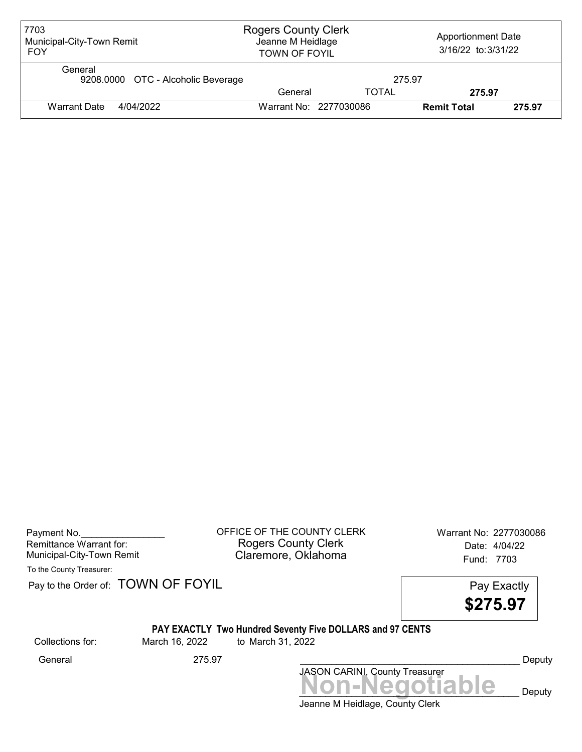| 7703 Municipal-City-Town Remit FOY | Rogers County Clerk Jeanne M Heidlage TOWN OF FOYIL | | Apportionment Date 3/16/22 to: 3/31/22 | |
|---|---|---|---|---|
| General | | | | |
| 9208.0000 OTC - Alcoholic Beverage | | 275.97 | | |
| | General | TOTAL | **275.97** | |
| Warrant Date 4/04/2022 | Warrant No: 2277030086 | | **Remit Total** | **275.97** |

Payment No.________________
Remittance Warrant for:
Municipal-City-Town Remit

OFFICE OF THE COUNTY CLERK
Rogers County Clerk
Claremore, Oklahoma

Warrant No: 2277030086
Date: 4/04/22
Fund: 7703

To the County Treasurer:

Pay to the Order of: TOWN OF FOYIL

Pay Exactly
**$275.97**

**PAY EXACTLY Two Hundred Seventy Five DOLLARS and 97 CENTS**

Collections for: March 16, 2022 to March 31, 2022

General 275.97

___________________________________________ Deputy
JASON CARINI, County Treasurer

Non-Negotiable

___________________________________________ Deputy
Jeanne M Heidlage, County Clerk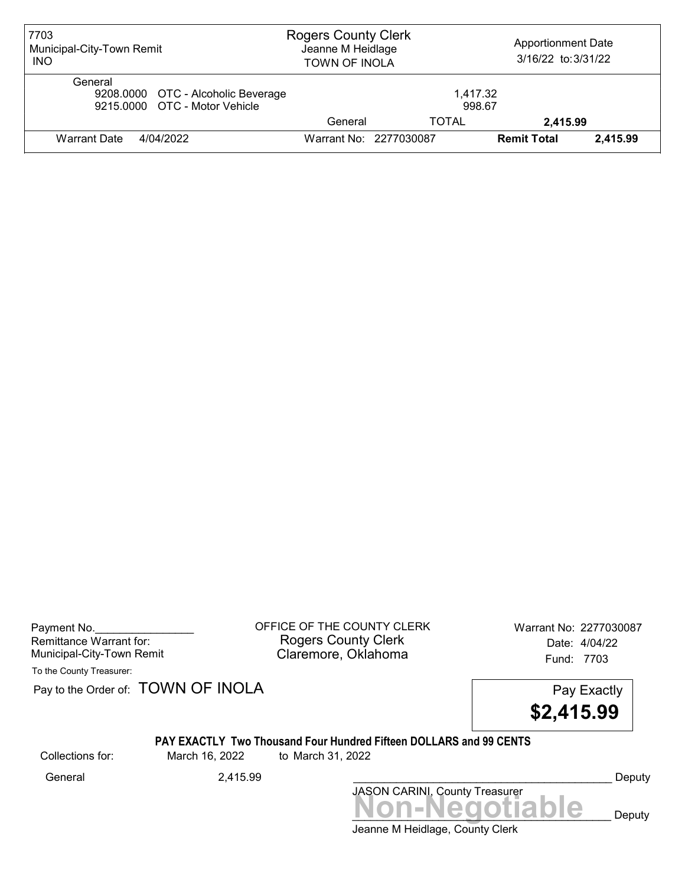| 7703 Municipal-City-Town Remit INO | Rogers County Clerk Jeanne M Heidlage TOWN OF INOLA | | Apportionment Date 3/16/22 to: 3/31/22 |
|---|---|---|---|
| General | | | |
| 9208.0000 OTC - Alcoholic Beverage | | 1,417.32 | |
| 9215.0000 OTC - Motor Vehicle | | 998.67 | |
| | General | TOTAL | **2,415.99** |
| Warrant Date 4/04/2022 | Warrant No: 2277030087 | **Remit Total** | **2,415.99** |

Payment No.________________
Remittance Warrant for:
Municipal-City-Town Remit

OFFICE OF THE COUNTY CLERK
Rogers County Clerk
Claremore, Oklahoma

Warrant No: 2277030087
Date: 4/04/22
Fund: 7703

To the County Treasurer:

Pay to the Order of: TOWN OF INOLA

Pay Exactly
**$2,415.99**

**PAY EXACTLY Two Thousand Four Hundred Fifteen DOLLARS and 99 CENTS**

Collections for: March 16, 2022 to March 31, 2022

General 2,415.99

_____________________________________________ Deputy
JASON CARINI, County Treasurer

**Non-Negotiable**

_____________________________________________ Deputy
Jeanne M Heidlage, County Clerk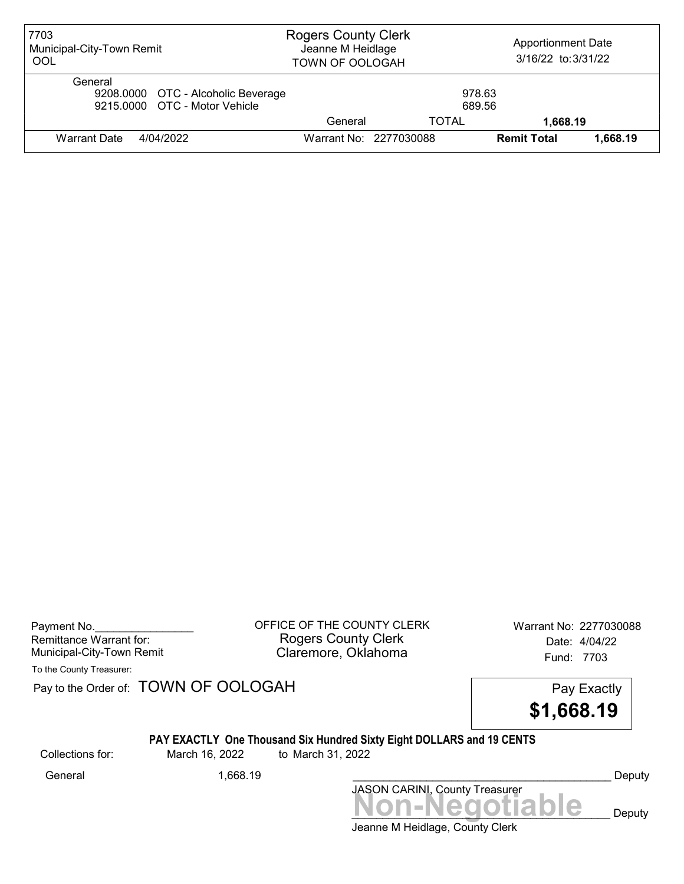| 7703<br>Municipal-City-Town Remit<br>OOL | Rogers County Clerk<br>Jeanne M Heidlage<br>TOWN OF OOLOGAH | | Apportionment Date<br>3/16/22 to: 3/31/22 |
|---|---|---|---|
| General | | | |
| 9208.0000 OTC - Alcoholic Beverage | | 978.63 | |
| 9215.0000 OTC - Motor Vehicle | | 689.56 | |
| | General | TOTAL | **1,668.19** |
| Warrant Date 4/04/2022 | Warrant No: 2277030088 | **Remit Total** | **1,668.19** |

Payment No.________________
Remittance Warrant for:
Municipal-City-Town Remit

OFFICE OF THE COUNTY CLERK
Rogers County Clerk
Claremore, Oklahoma

Warrant No: 2277030088
Date: 4/04/22
Fund: 7703

To the County Treasurer:

Pay to the Order of: TOWN OF OOLOGAH

Pay Exactly
**$1,668.19**

**PAY EXACTLY One Thousand Six Hundred Sixty Eight DOLLARS and 19 CENTS**

Collections for: March 16, 2022 to March 31, 2022

General 1,668.19

___________________________________________ Deputy
JASON CARINI, County Treasurer

**Non-Negotiable**
___________________________________________ Deputy
Jeanne M Heidlage, County Clerk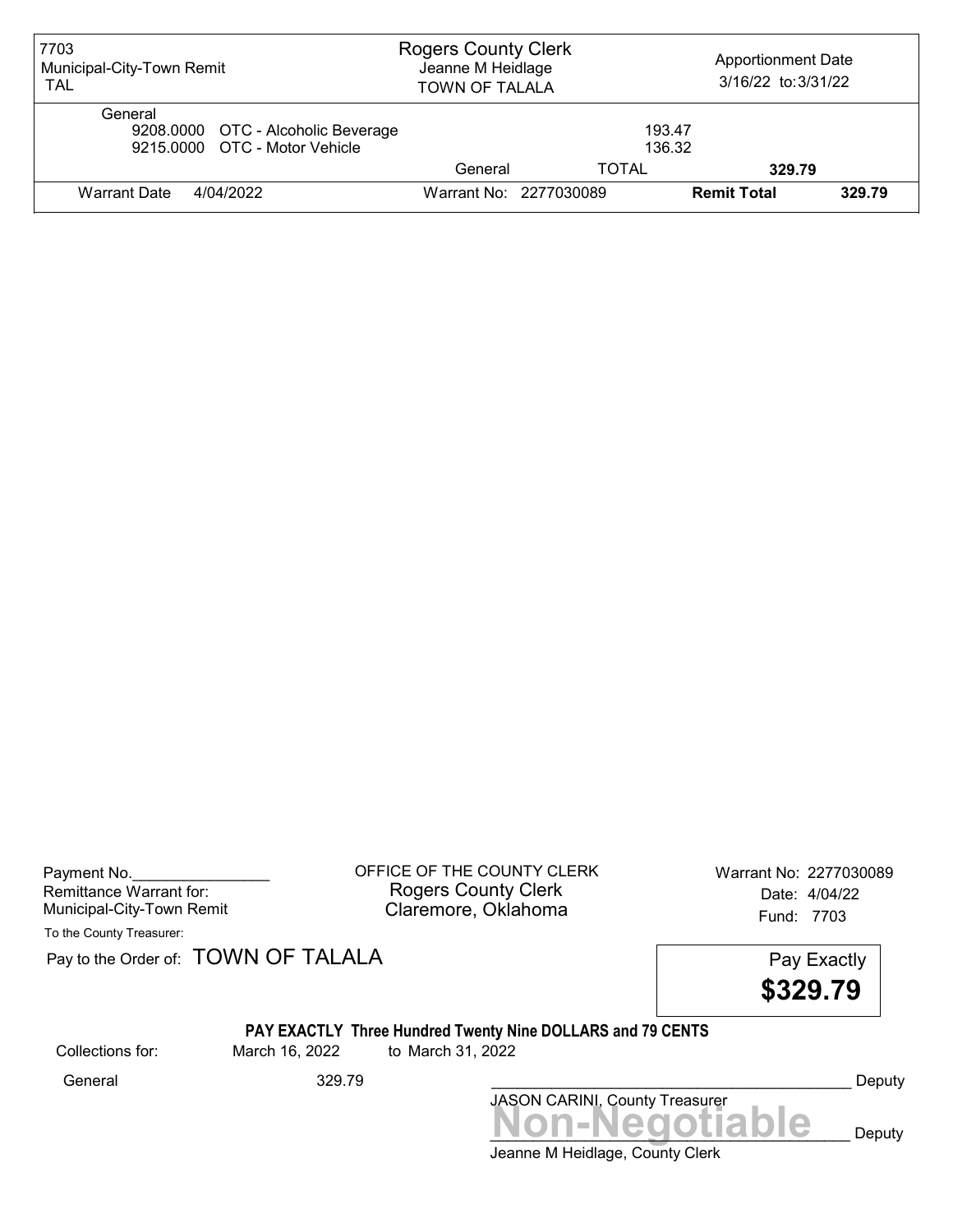| 7703 Municipal-City-Town Remit TAL | Rogers County Clerk Jeanne M Heidlage TOWN OF TALALA | | Apportionment Date 3/16/22 to: 3/31/22 | |
|---|---|---|---|---|
| General | | | | |
| 9208.0000 OTC - Alcoholic Beverage | | 193.47 | | |
| 9215.0000 OTC - Motor Vehicle | | 136.32 | | |
| | General | TOTAL | **329.79** | |
| Warrant Date 4/04/2022 | Warrant No: 2277030089 | | **Remit Total** | **329.79** |

Payment No.________________
Remittance Warrant for:
Municipal-City-Town Remit

OFFICE OF THE COUNTY CLERK
Rogers County Clerk
Claremore, Oklahoma

Warrant No: 2277030089
Date: 4/04/22
Fund: 7703

To the County Treasurer:

Pay to the Order of: TOWN OF TALALA

Pay Exactly
**$329.79**

**PAY EXACTLY Three Hundred Twenty Nine DOLLARS and 79 CENTS**

Collections for: March 16, 2022 to March 31, 2022

General 329.79

_________________________________________ Deputy
JASON CARINI, County Treasurer

**Non-Negotiable**

_________________________________________ Deputy
Jeanne M Heidlage, County Clerk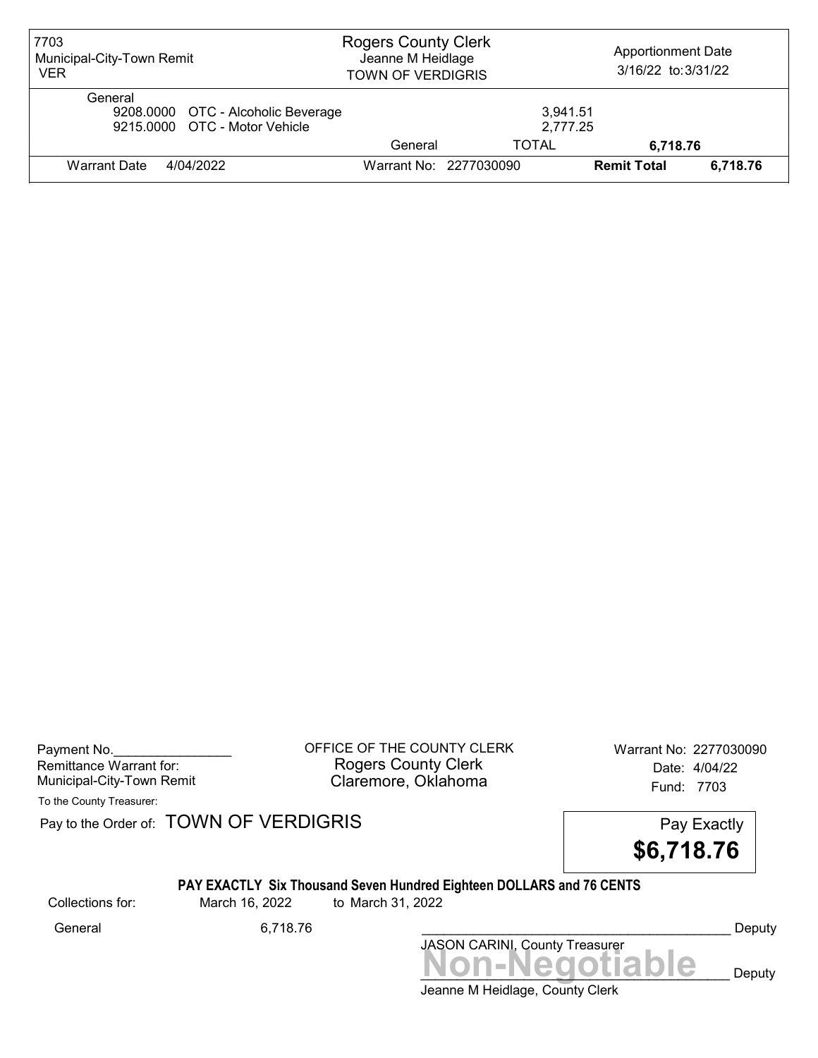| 7703 Municipal-City-Town Remit VER | Rogers County Clerk Jeanne M Heidlage TOWN OF VERDIGRIS | | Apportionment Date 3/16/22 to: 3/31/22 | |
|---|---|---|---|---|
| General | | | | |
| 9208.0000 OTC - Alcoholic Beverage | | 3,941.51 | | |
| 9215.0000 OTC - Motor Vehicle | | 2,777.25 | | |
| | General | TOTAL | **6,718.76** | |
| Warrant Date 4/04/2022 | Warrant No: 2277030090 | | **Remit Total** | **6,718.76** |

Payment No.________________
Remittance Warrant for:
Municipal-City-Town Remit

OFFICE OF THE COUNTY CLERK
Rogers County Clerk
Claremore, Oklahoma

Warrant No: 2277030090
Date: 4/04/22
Fund: 7703

To the County Treasurer:

Pay to the Order of: TOWN OF VERDIGRIS

Pay Exactly
**$6,718.76**

**PAY EXACTLY Six Thousand Seven Hundred Eighteen DOLLARS and 76 CENTS**

Collections for: March 16, 2022 to March 31, 2022

General 6,718.76

____________________________________________ Deputy
JASON CARINI, County Treasurer

**Non-Negotiable**

____________________________________________ Deputy
Jeanne M Heidlage, County Clerk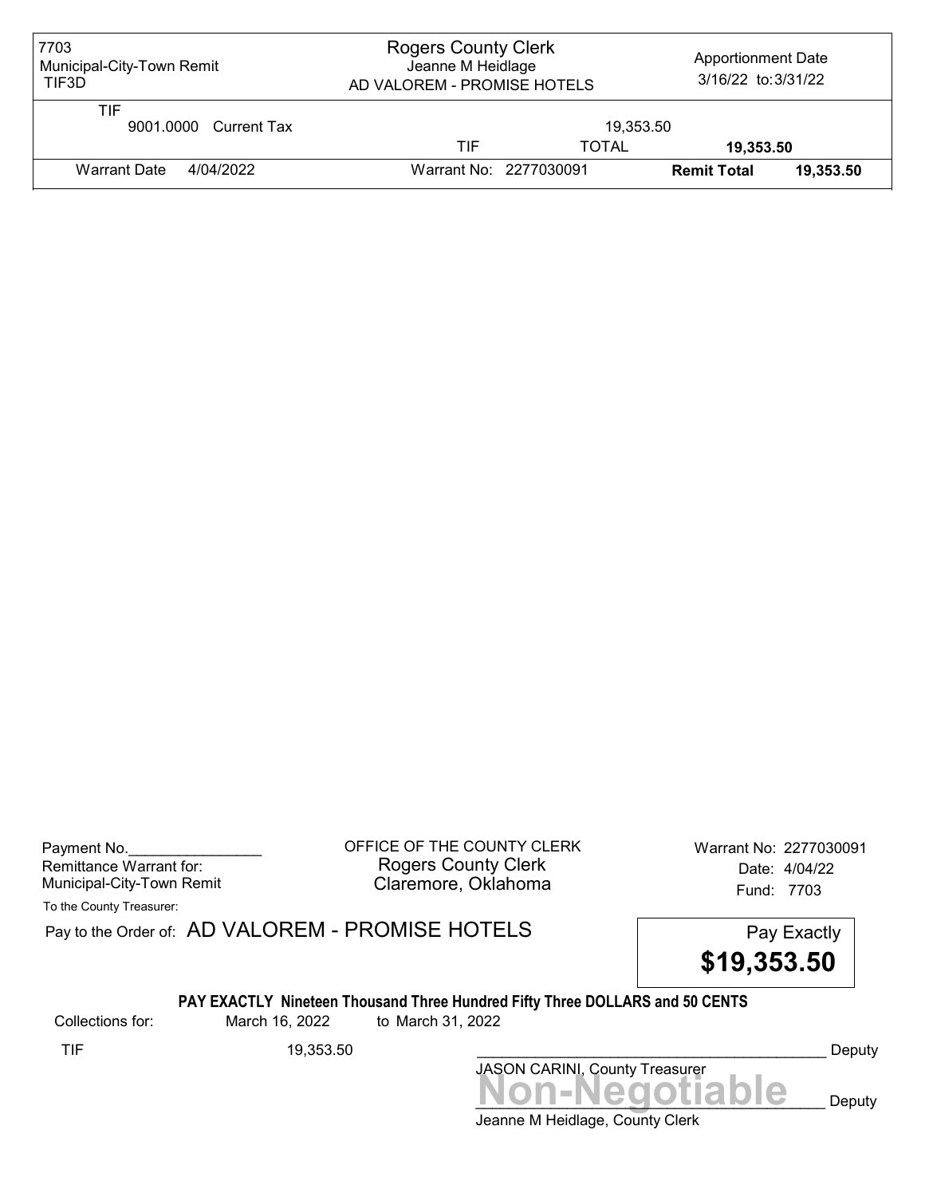| 7703 Municipal-City-Town Remit TIF3D | Rogers County Clerk Jeanne M Heidlage AD VALOREM - PROMISE HOTELS | | Apportionment Date 3/16/22 to: 3/31/22 | |
|---|---|---|---|---|
| TIF 9001.0000 Current Tax | | 19,353.50 | | |
| | TIF | TOTAL | **19,353.50** | |
| Warrant Date 4/04/2022 | Warrant No: 2277030091 | | **Remit Total** | **19,353.50** |

Payment No.________________
Remittance Warrant for:
Municipal-City-Town Remit

OFFICE OF THE COUNTY CLERK
Rogers County Clerk
Claremore, Oklahoma

Warrant No: 2277030091
Date: 4/04/22
Fund: 7703

To the County Treasurer:

Pay to the Order of: AD VALOREM - PROMISE HOTELS

Pay Exactly
**$19,353.50**

**PAY EXACTLY Nineteen Thousand Three Hundred Fifty Three DOLLARS and 50 CENTS**

Collections for: March 16, 2022 to March 31, 2022

TIF 19,353.50

_____________________________________________ Deputy
JASON CARINI, County Treasurer

**Non-Negotiable**
_____________________________________________ Deputy
Jeanne M Heidlage, County Clerk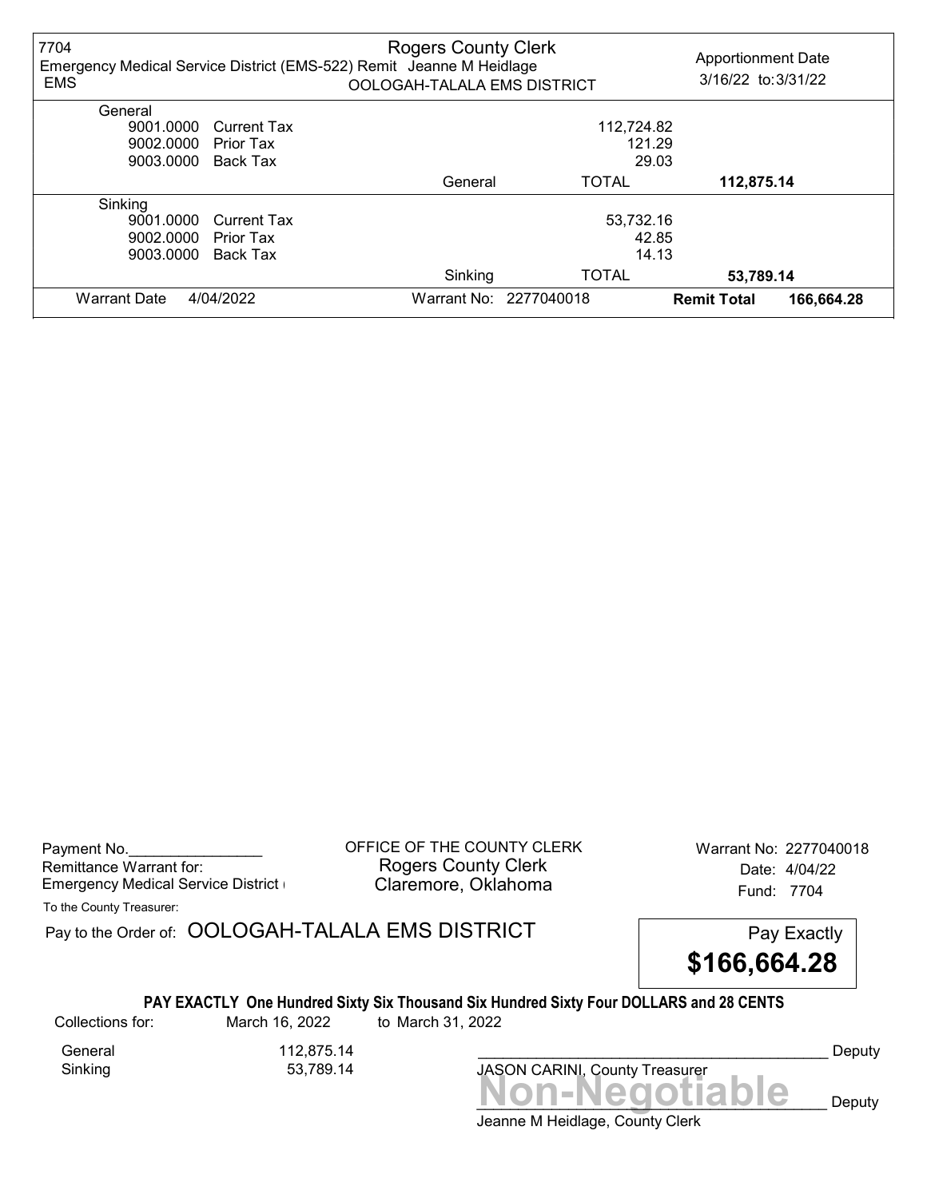7704
Emergency Medical Service District (EMS-522) Remit
EMS

Rogers County Clerk
Jeanne M Heidlage
OOLOGAH-TALALA EMS DISTRICT

Apportionment Date
3/16/22 to: 3/31/22

| | | | | |
|---|---|---|---|---|
| General | | | | |
| 9001.0000 | Current Tax | | 112,724.82 | |
| 9002.0000 | Prior Tax | | 121.29 | |
| 9003.0000 | Back Tax | | 29.03 | |
| | | General | TOTAL | 112,875.14 |
| Sinking | | | | |
| 9001.0000 | Current Tax | | 53,732.16 | |
| 9002.0000 | Prior Tax | | 42.85 | |
| 9003.0000 | Back Tax | | 14.13 | |
| | | Sinking | TOTAL | 53,789.14 |

Warrant Date 4/04/2022 Warrant No: 2277040018 **Remit Total** **166,664.28**

Payment No.________________
Remittance Warrant for:
Emergency Medical Service District (

OFFICE OF THE COUNTY CLERK
Rogers County Clerk
Claremore, Oklahoma

Warrant No: 2277040018
Date: 4/04/22
Fund: 7704

To the County Treasurer:

Pay to the Order of: OOLOGAH-TALALA EMS DISTRICT

Pay Exactly
**$166,664.28**

**PAY EXACTLY One Hundred Sixty Six Thousand Six Hundred Sixty Four DOLLARS and 28 CENTS**

Collections for: March 16, 2022 to March 31, 2022

| | |
|---|---|
| General | 112,875.14 |
| Sinking | 53,789.14 |

___________________________________________ Deputy
JASON CARINI, County Treasurer

**Non-Negotiable**
___________________________________________ Deputy
Jeanne M Heidlage, County Clerk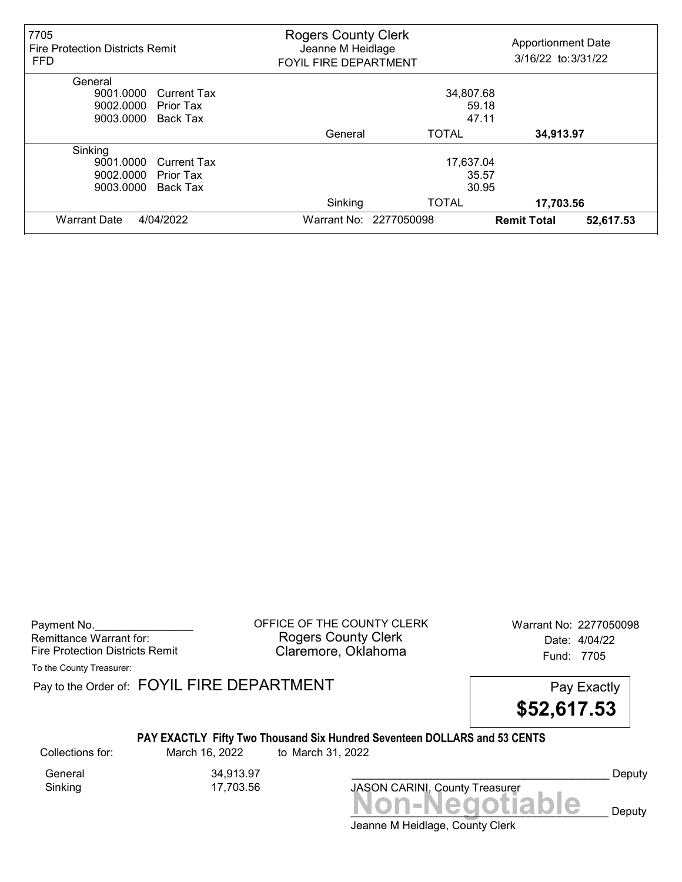| 7705 Fire Protection Districts Remit FFD | Rogers County Clerk Jeanne M Heidlage FOYIL FIRE DEPARTMENT | | Apportionment Date 3/16/22 to: 3/31/22 |
|---|---|---|---|
| **General** | | | |
| 9001.0000 Current Tax | | 34,807.68 | |
| 9002.0000 Prior Tax | | 59.18 | |
| 9003.0000 Back Tax | | 47.11 | |
| | General | TOTAL | **34,913.97** |
| **Sinking** | | | |
| 9001.0000 Current Tax | | 17,637.04 | |
| 9002.0000 Prior Tax | | 35.57 | |
| 9003.0000 Back Tax | | 30.95 | |
| | Sinking | TOTAL | **17,703.56** |
| Warrant Date 4/04/2022 | Warrant No: 2277050098 | **Remit Total** | **52,617.53** |

Payment No.________________

Remittance Warrant for:
Fire Protection Districts Remit

OFFICE OF THE COUNTY CLERK
Rogers County Clerk
Claremore, Oklahoma

Warrant No: 2277050098
Date: 4/04/22
Fund: 7705

To the County Treasurer:

Pay to the Order of: FOYIL FIRE DEPARTMENT

Pay Exactly
**$52,617.53**

**PAY EXACTLY Fifty Two Thousand Six Hundred Seventeen DOLLARS and 53 CENTS**

Collections for: March 16, 2022 to March 31, 2022

| | |
|---|---|
| General | 34,913.97 |
| Sinking | 17,703.56 |

__________________________________________ Deputy
JASON CARINI, County Treasurer

**Non-Negotiable**

__________________________________________ Deputy
Jeanne M Heidlage, County Clerk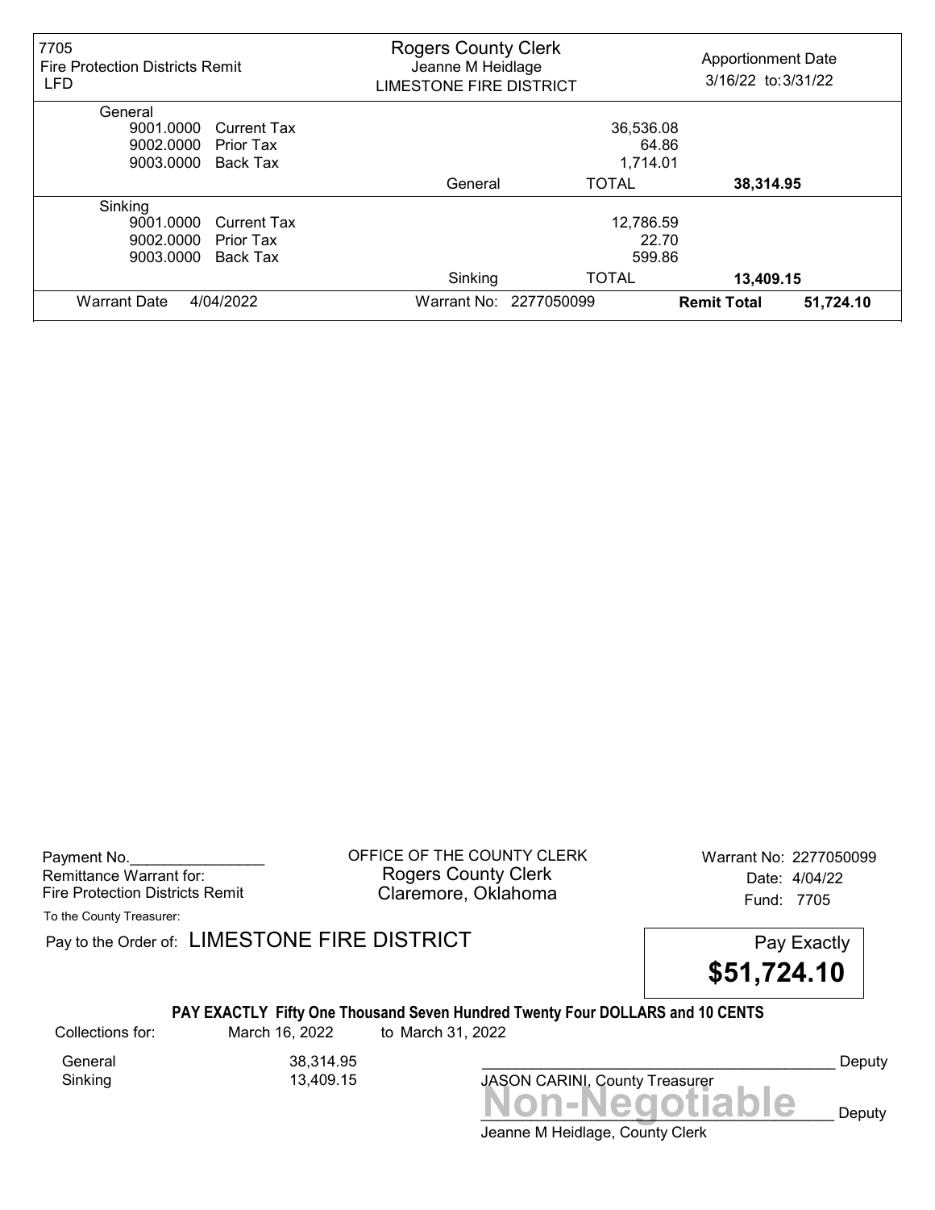| 7705 Fire Protection Districts Remit LFD | | Rogers County Clerk Jeanne M Heidlage LIMESTONE FIRE DISTRICT | | Apportionment Date 3/16/22 to: 3/31/22 |
|---|---|---|---|---|
| General | | | | |
| 9001.0000 | Current Tax | | 36,536.08 | |
| 9002.0000 | Prior Tax | | 64.86 | |
| 9003.0000 | Back Tax | | 1,714.01 | |
| | | General | TOTAL | 38,314.95 |
| Sinking | | | | |
| 9001.0000 | Current Tax | | 12,786.59 | |
| 9002.0000 | Prior Tax | | 22.70 | |
| 9003.0000 | Back Tax | | 599.86 | |
| | | Sinking | TOTAL | 13,409.15 |
| Warrant Date | 4/04/2022 | Warrant No: 2277050099 | | **Remit Total** 51,724.10 |

Payment No.________________
Remittance Warrant for:
Fire Protection Districts Remit

OFFICE OF THE COUNTY CLERK
Rogers County Clerk
Claremore, Oklahoma

Warrant No: 2277050099
Date: 4/04/22
Fund: 7705

To the County Treasurer:

Pay to the Order of: LIMESTONE FIRE DISTRICT

Pay Exactly
**$51,724.10**

**PAY EXACTLY Fifty One Thousand Seven Hundred Twenty Four DOLLARS and 10 CENTS**

Collections for: March 16, 2022 to March 31, 2022

| | |
|---|---|
| General | 38,314.95 |
| Sinking | 13,409.15 |

__________________________________________ Deputy
JASON CARINI, County Treasurer

**Non-Negotiable**

__________________________________________ Deputy
Jeanne M Heidlage, County Clerk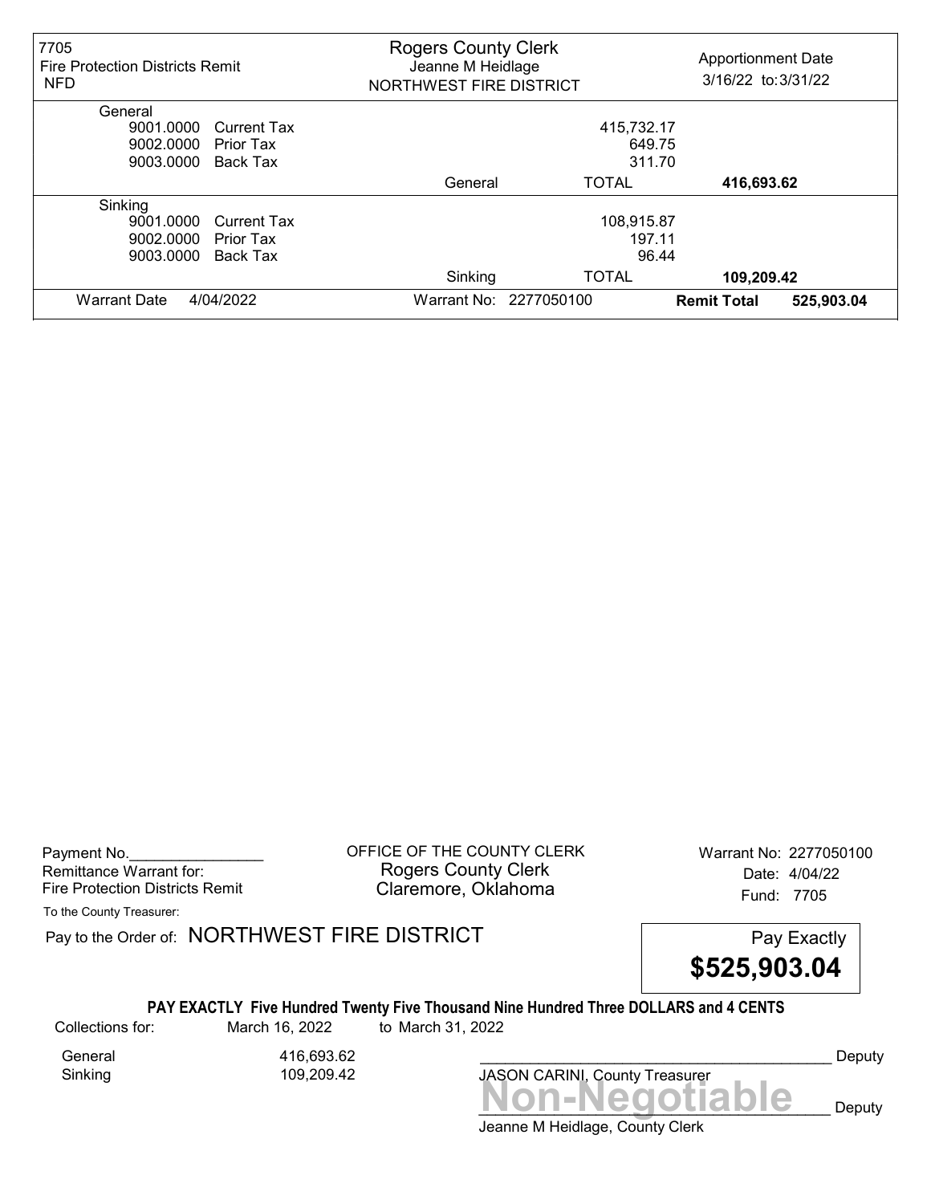| 7705 Fire Protection Districts Remit NFD | Rogers County Clerk Jeanne M Heidlage NORTHWEST FIRE DISTRICT | | Apportionment Date 3/16/22 to: 3/31/22 |
|---|---|---|---|
| **General** | | | |
| 9001.0000 Current Tax | | 415,732.17 | |
| 9002.0000 Prior Tax | | 649.75 | |
| 9003.0000 Back Tax | | 311.70 | |
| | General | TOTAL | **416,693.62** |
| **Sinking** | | | |
| 9001.0000 Current Tax | | 108,915.87 | |
| 9002.0000 Prior Tax | | 197.11 | |
| 9003.0000 Back Tax | | 96.44 | |
| | Sinking | TOTAL | **109,209.42** |
| Warrant Date 4/04/2022 | Warrant No: 2277050100 | | **Remit Total** 525,903.04 |

Payment No.________________

Remittance Warrant for:
Fire Protection Districts Remit

OFFICE OF THE COUNTY CLERK
Rogers County Clerk
Claremore, Oklahoma

Warrant No: 2277050100
Date: 4/04/22
Fund: 7705

To the County Treasurer:

Pay to the Order of: NORTHWEST FIRE DISTRICT

Pay Exactly
**$525,903.04**

**PAY EXACTLY Five Hundred Twenty Five Thousand Nine Hundred Three DOLLARS and 4 CENTS**

Collections for: March 16, 2022 to March 31, 2022

| | |
|---|---|
| General | 416,693.62 |
| Sinking | 109,209.42 |

____________________________________________ Deputy
JASON CARINI, County Treasurer

**Non-Negotiable**

____________________________________________ Deputy
Jeanne M Heidlage, County Clerk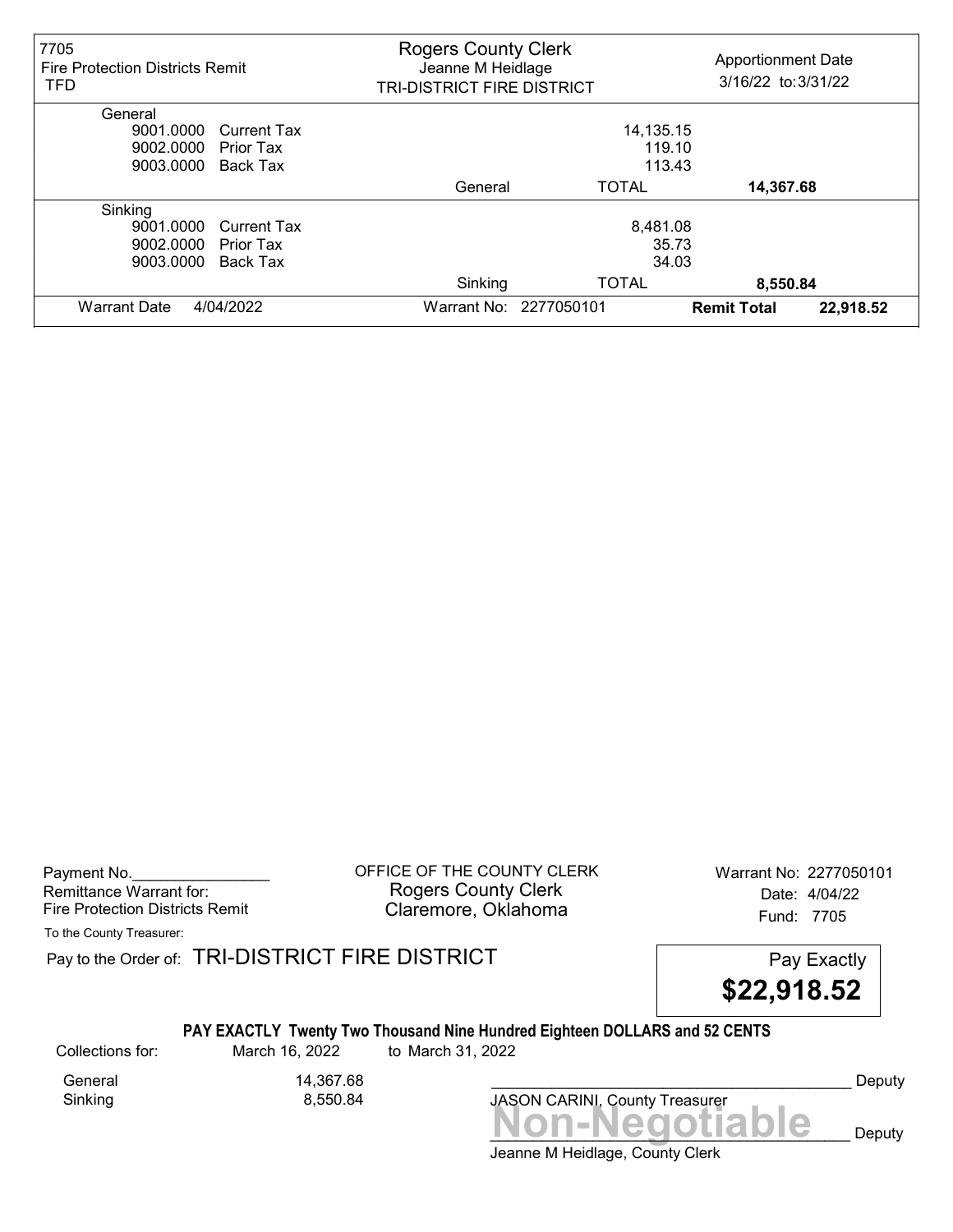| 7705 Fire Protection Districts Remit TFD | Rogers County Clerk Jeanne M Heidlage TRI-DISTRICT FIRE DISTRICT | | Apportionment Date 3/16/22 to: 3/31/22 |
|---|---|---|---|
| **General** | | | |
| 9001.0000 Current Tax | | 14,135.15 | |
| 9002.0000 Prior Tax | | 119.10 | |
| 9003.0000 Back Tax | | 113.43 | |
| | General | TOTAL | **14,367.68** |
| **Sinking** | | | |
| 9001.0000 Current Tax | | 8,481.08 | |
| 9002.0000 Prior Tax | | 35.73 | |
| 9003.0000 Back Tax | | 34.03 | |
| | Sinking | TOTAL | **8,550.84** |
| Warrant Date 4/04/2022 | Warrant No: 2277050101 | **Remit Total** | **22,918.52** |

Payment No.________________
Remittance Warrant for:
Fire Protection Districts Remit

OFFICE OF THE COUNTY CLERK
Rogers County Clerk
Claremore, Oklahoma

Warrant No: 2277050101
Date: 4/04/22
Fund: 7705

To the County Treasurer:

Pay to the Order of: TRI-DISTRICT FIRE DISTRICT

Pay Exactly
**$22,918.52**

**PAY EXACTLY Twenty Two Thousand Nine Hundred Eighteen DOLLARS and 52 CENTS**

Collections for: March 16, 2022 to March 31, 2022

| | |
|---|---|
| General | 14,367.68 |
| Sinking | 8,550.84 |

_________________________________________ Deputy
JASON CARINI, County Treasurer

**Non-Negotiable**
_________________________________________ Deputy
Jeanne M Heidlage, County Clerk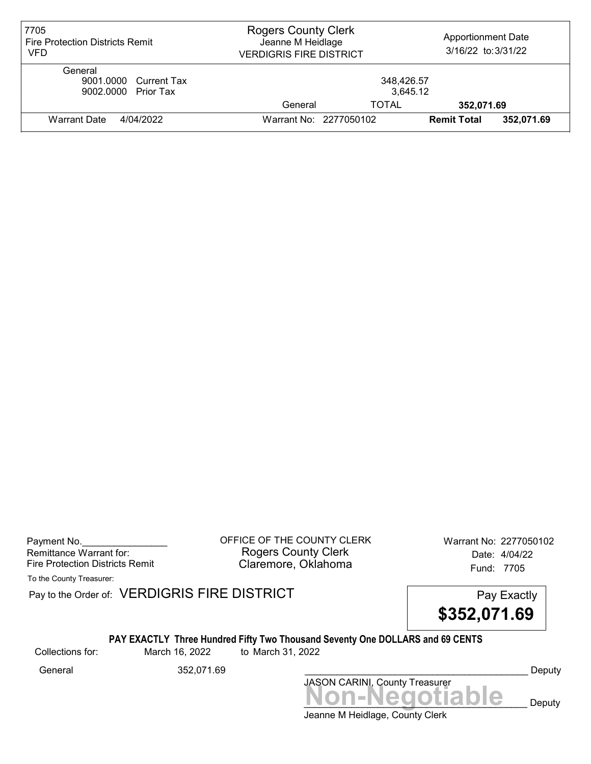| 7705 Fire Protection Districts Remit VFD | Rogers County Clerk Jeanne M Heidlage VERDIGRIS FIRE DISTRICT | | Apportionment Date 3/16/22 to: 3/31/22 |
|---|---|---|---|
| General | | | |
| 9001.0000 Current Tax | | 348,426.57 | |
| 9002.0000 Prior Tax | | 3,645.12 | |
| | General | TOTAL | **352,071.69** |
| Warrant Date 4/04/2022 | Warrant No: 2277050102 | **Remit Total** | **352,071.69** |

Payment No.________________
Remittance Warrant for:
Fire Protection Districts Remit

OFFICE OF THE COUNTY CLERK
Rogers County Clerk
Claremore, Oklahoma

Warrant No: 2277050102
Date: 4/04/22
Fund: 7705

To the County Treasurer:

Pay to the Order of: VERDIGRIS FIRE DISTRICT

Pay Exactly
**$352,071.69**

**PAY EXACTLY Three Hundred Fifty Two Thousand Seventy One DOLLARS and 69 CENTS**

Collections for: March 16, 2022 to March 31, 2022

General 352,071.69

_____________________________________________ Deputy
JASON CARINI, County Treasurer

**Non-Negotiable**

_____________________________________________ Deputy
Jeanne M Heidlage, County Clerk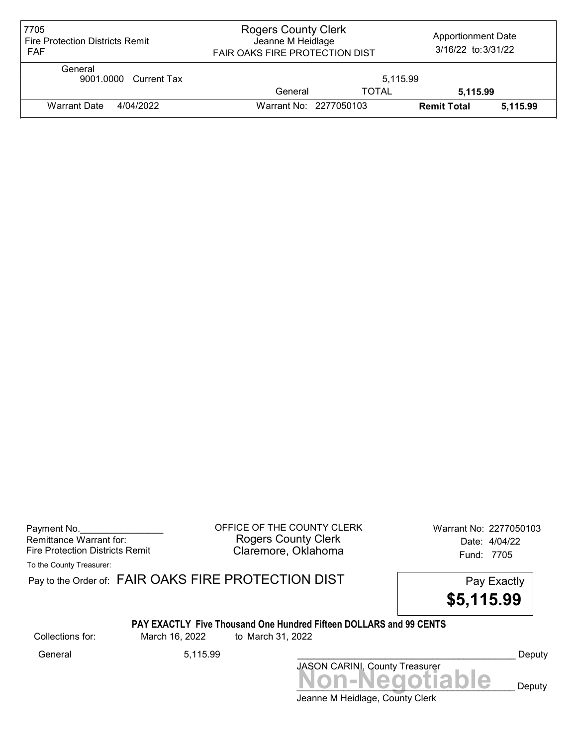| 7705 Fire Protection Districts Remit FAF | Rogers County Clerk Jeanne M Heidlage FAIR OAKS FIRE PROTECTION DIST | | Apportionment Date 3/16/22 to: 3/31/22 | |
|---|---|---|---|---|
| General 9001.0000 Current Tax | | 5,115.99 | | |
| | General | TOTAL | 5,115.99 | |
| Warrant Date 4/04/2022 | Warrant No: 2277050103 | | **Remit Total** | **5,115.99** |

Payment No.________________
Remittance Warrant for:
Fire Protection Districts Remit

OFFICE OF THE COUNTY CLERK
Rogers County Clerk
Claremore, Oklahoma

Warrant No: 2277050103
Date: 4/04/22
Fund: 7705

To the County Treasurer:

Pay to the Order of: FAIR OAKS FIRE PROTECTION DIST

Pay Exactly
**$5,115.99**

**PAY EXACTLY Five Thousand One Hundred Fifteen DOLLARS and 99 CENTS**

Collections for: March 16, 2022 to March 31, 2022

General 5,115.99

__________________________________________ Deputy
JASON CARINI, County Treasurer

**Non-Negotiable**

__________________________________________ Deputy
Jeanne M Heidlage, County Clerk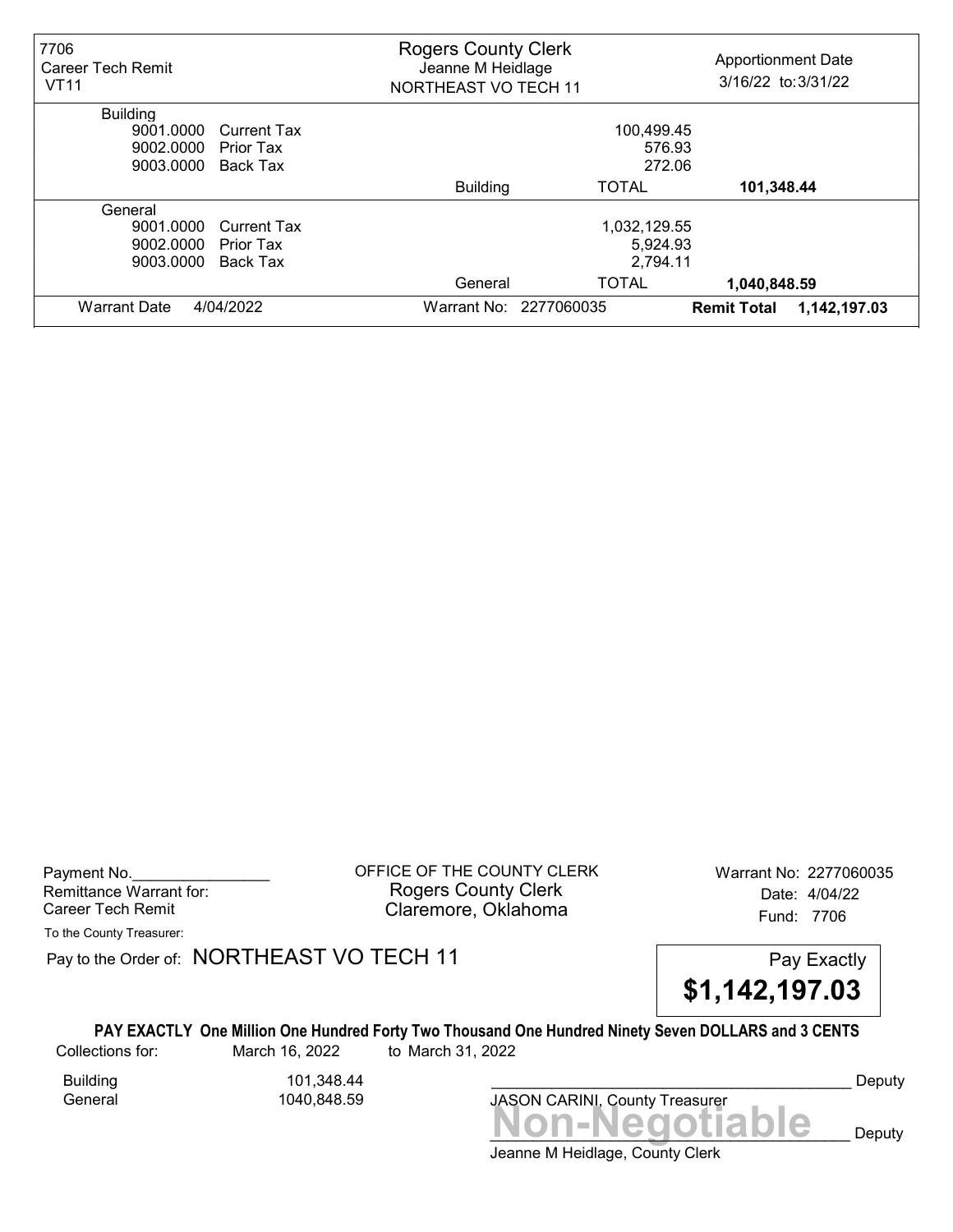| 7706 Career Tech Remit VT11 | Rogers County Clerk Jeanne M Heidlage NORTHEAST VO TECH 11 | | Apportionment Date 3/16/22 to: 3/31/22 |
|---|---|---|---|
| **Building** | | | |
| 9001.0000 Current Tax | | 100,499.45 | |
| 9002.0000 Prior Tax | | 576.93 | |
| 9003.0000 Back Tax | | 272.06 | |
| | Building | TOTAL | **101,348.44** |
| **General** | | | |
| 9001.0000 Current Tax | | 1,032,129.55 | |
| 9002.0000 Prior Tax | | 5,924.93 | |
| 9003.0000 Back Tax | | 2,794.11 | |
| | General | TOTAL | **1,040,848.59** |
| Warrant Date 4/04/2022 | Warrant No: 2277060035 | | **Remit Total 1,142,197.03** |

Payment No.________________

Remittance Warrant for:
Career Tech Remit

OFFICE OF THE COUNTY CLERK
Rogers County Clerk
Claremore, Oklahoma

Warrant No: 2277060035
Date: 4/04/22
Fund: 7706

To the County Treasurer:

Pay to the Order of: NORTHEAST VO TECH 11

Pay Exactly
**$1,142,197.03**

**PAY EXACTLY One Million One Hundred Forty Two Thousand One Hundred Ninety Seven DOLLARS and 3 CENTS**

Collections for: March 16, 2022 to March 31, 2022

| | |
|---|---|
| Building | 101,348.44 |
| General | 1040,848.59 |

__________________________________________ Deputy
JASON CARINI, County Treasurer

**Non-Negotiable**

__________________________________________ Deputy
Jeanne M Heidlage, County Clerk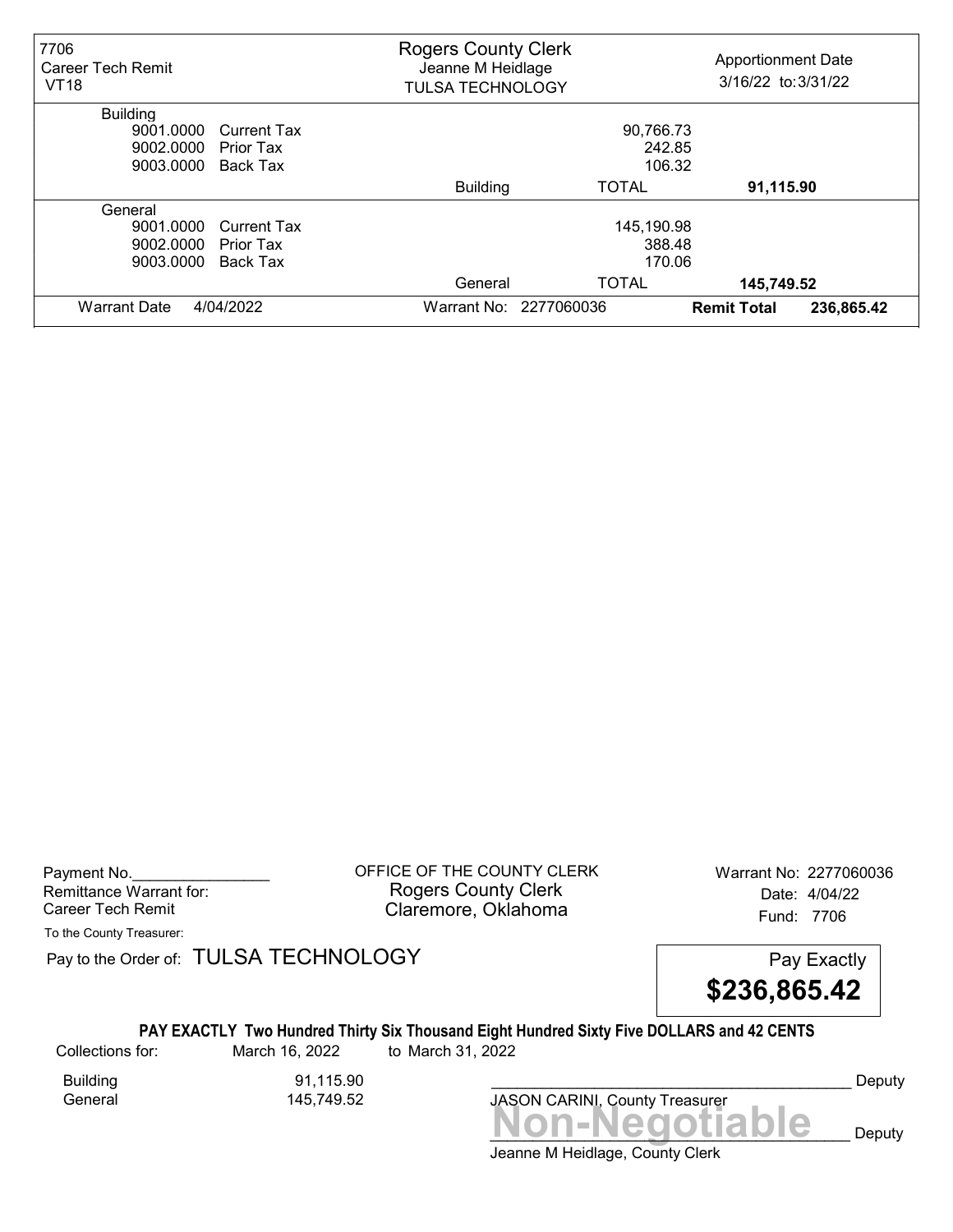| 7706 Career Tech Remit VT18 | Rogers County Clerk Jeanne M Heidlage TULSA TECHNOLOGY | | Apportionment Date 3/16/22 to: 3/31/22 |
|---|---|---|---|
| **Building** | | | |
| 9001.0000 Current Tax | | 90,766.73 | |
| 9002.0000 Prior Tax | | 242.85 | |
| 9003.0000 Back Tax | | 106.32 | |
| | Building | TOTAL | **91,115.90** |
| **General** | | | |
| 9001.0000 Current Tax | | 145,190.98 | |
| 9002.0000 Prior Tax | | 388.48 | |
| 9003.0000 Back Tax | | 170.06 | |
| | General | TOTAL | **145,749.52** |
| Warrant Date 4/04/2022 | Warrant No: 2277060036 | | **Remit Total** **236,865.42** |

Payment No.________________
Remittance Warrant for:
Career Tech Remit

OFFICE OF THE COUNTY CLERK
Rogers County Clerk
Claremore, Oklahoma

Warrant No: 2277060036
Date: 4/04/22
Fund: 7706

To the County Treasurer:

Pay to the Order of: TULSA TECHNOLOGY

Pay Exactly
**$236,865.42**

**PAY EXACTLY Two Hundred Thirty Six Thousand Eight Hundred Sixty Five DOLLARS and 42 CENTS**

Collections for: March 16, 2022 to March 31, 2022

| | |
|---|---|
| Building | 91,115.90 |
| General | 145,749.52 |

____________________________________________ Deputy
JASON CARINI, County Treasurer

**Non-Negotiable**

____________________________________________ Deputy
Jeanne M Heidlage, County Clerk